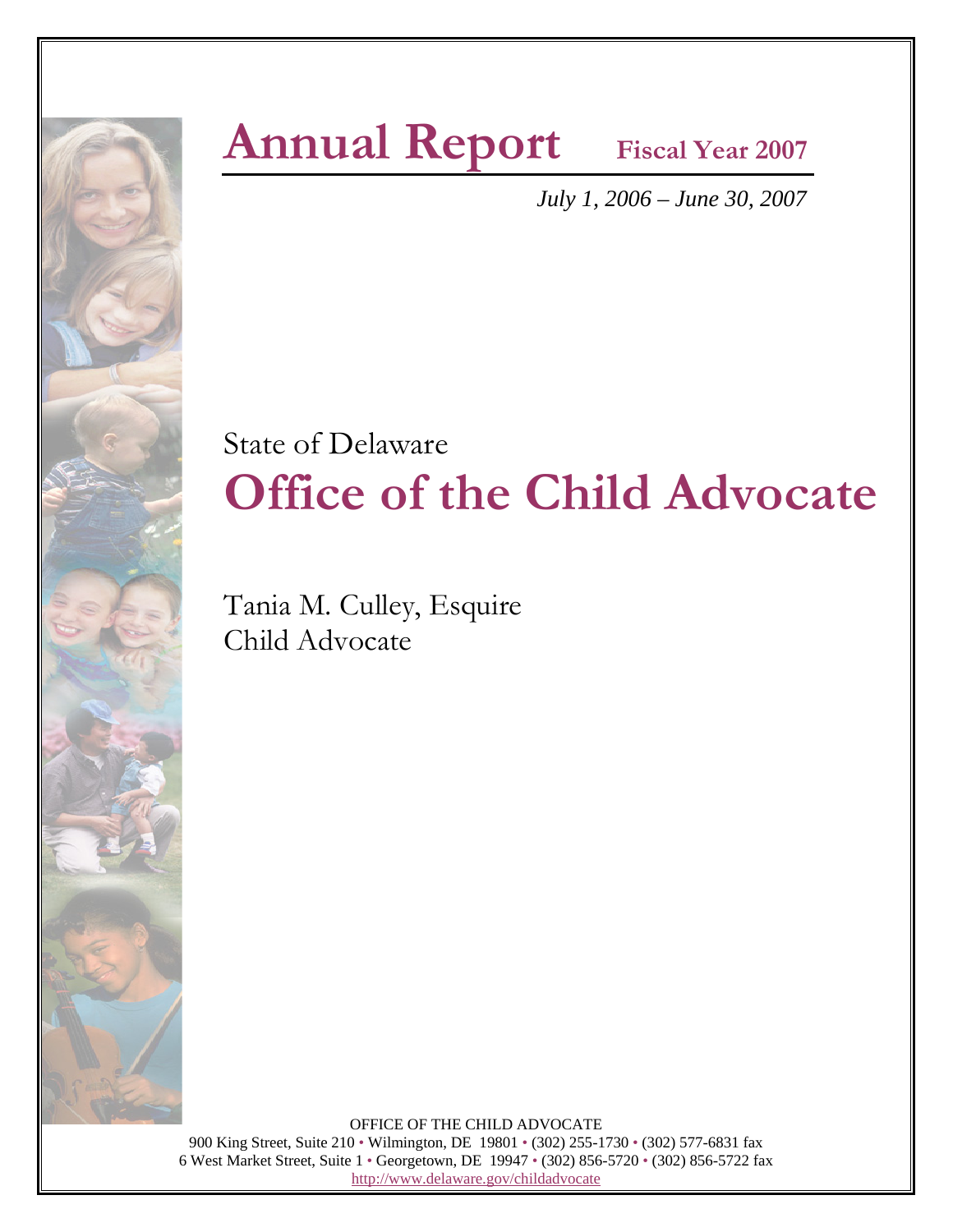# Annual Report **Fiscal Year 2007**

*July 1, 2006 – June 30, 2007*

State of Delaware

# Office of the Child Advocate

Tania M. Culley, Esquire
Child Advocate

OFFICE OF THE CHILD ADVOCATE
900 King Street, Suite 210 • Wilmington, DE 19801 • (302) 255-1730 • (302) 577-6831 fax
6 West Market Street, Suite 1 • Georgetown, DE 19947 • (302) 856-5720 • (302) 856-5722 fax
http://www.delaware.gov/childadvocate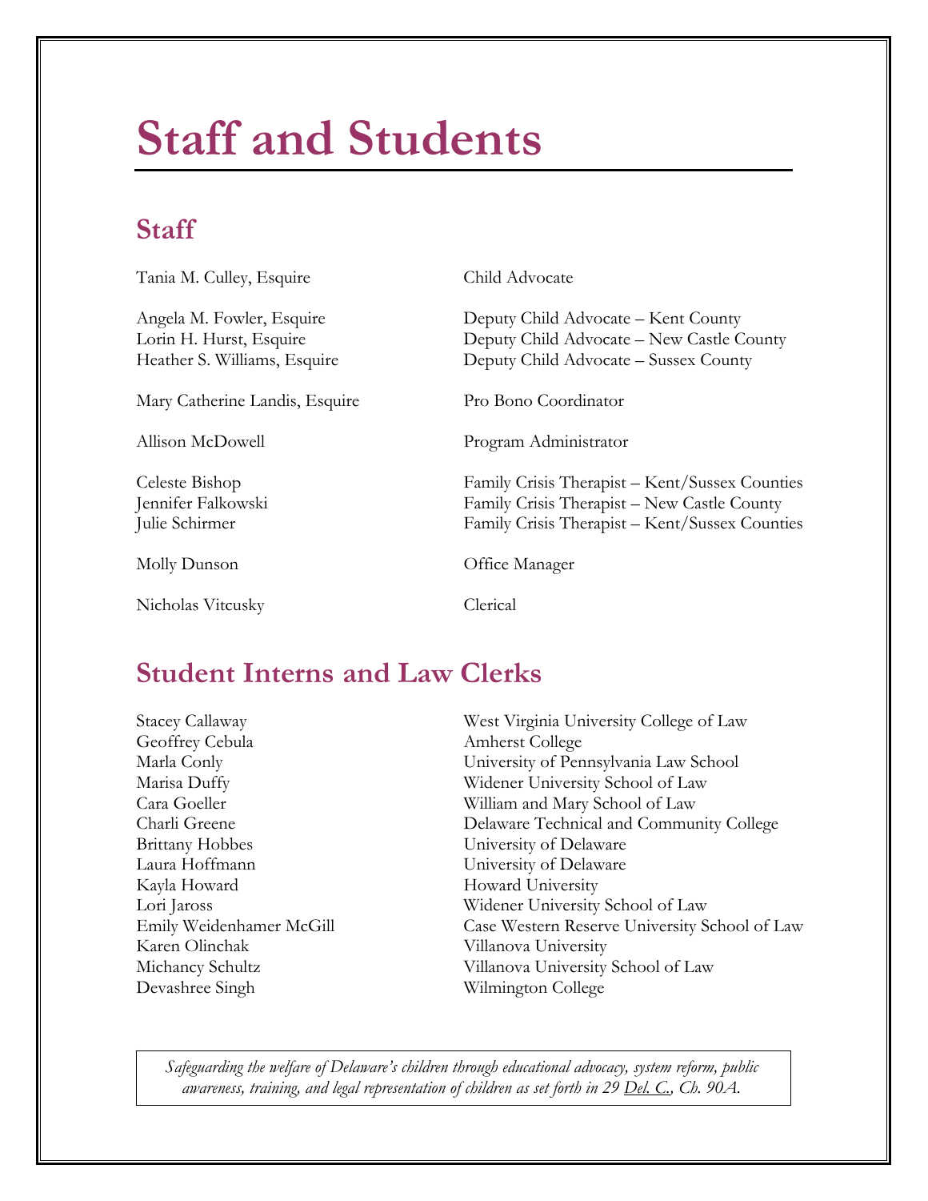# Staff and Students

## Staff

| | |
|---|---|
| Tania M. Culley, Esquire | Child Advocate |
| Angela M. Fowler, Esquire | Deputy Child Advocate – Kent County |
| Lorin H. Hurst, Esquire | Deputy Child Advocate – New Castle County |
| Heather S. Williams, Esquire | Deputy Child Advocate – Sussex County |
| Mary Catherine Landis, Esquire | Pro Bono Coordinator |
| Allison McDowell | Program Administrator |
| Celeste Bishop | Family Crisis Therapist – Kent/Sussex Counties |
| Jennifer Falkowski | Family Crisis Therapist – New Castle County |
| Julie Schirmer | Family Crisis Therapist – Kent/Sussex Counties |
| Molly Dunson | Office Manager |
| Nicholas Vitcusky | Clerical |

## Student Interns and Law Clerks

| | |
|---|---|
| Stacey Callaway | West Virginia University College of Law |
| Geoffrey Cebula | Amherst College |
| Marla Conly | University of Pennsylvania Law School |
| Marisa Duffy | Widener University School of Law |
| Cara Goeller | William and Mary School of Law |
| Charli Greene | Delaware Technical and Community College |
| Brittany Hobbes | University of Delaware |
| Laura Hoffmann | University of Delaware |
| Kayla Howard | Howard University |
| Lori Jaross | Widener University School of Law |
| Emily Weidenhamer McGill | Case Western Reserve University School of Law |
| Karen Olinchak | Villanova University |
| Michancy Schultz | Villanova University School of Law |
| Devashree Singh | Wilmington College |

*Safeguarding the welfare of Delaware's children through educational advocacy, system reform, public awareness, training, and legal representation of children as set forth in 29 Del. C., Ch. 90A.*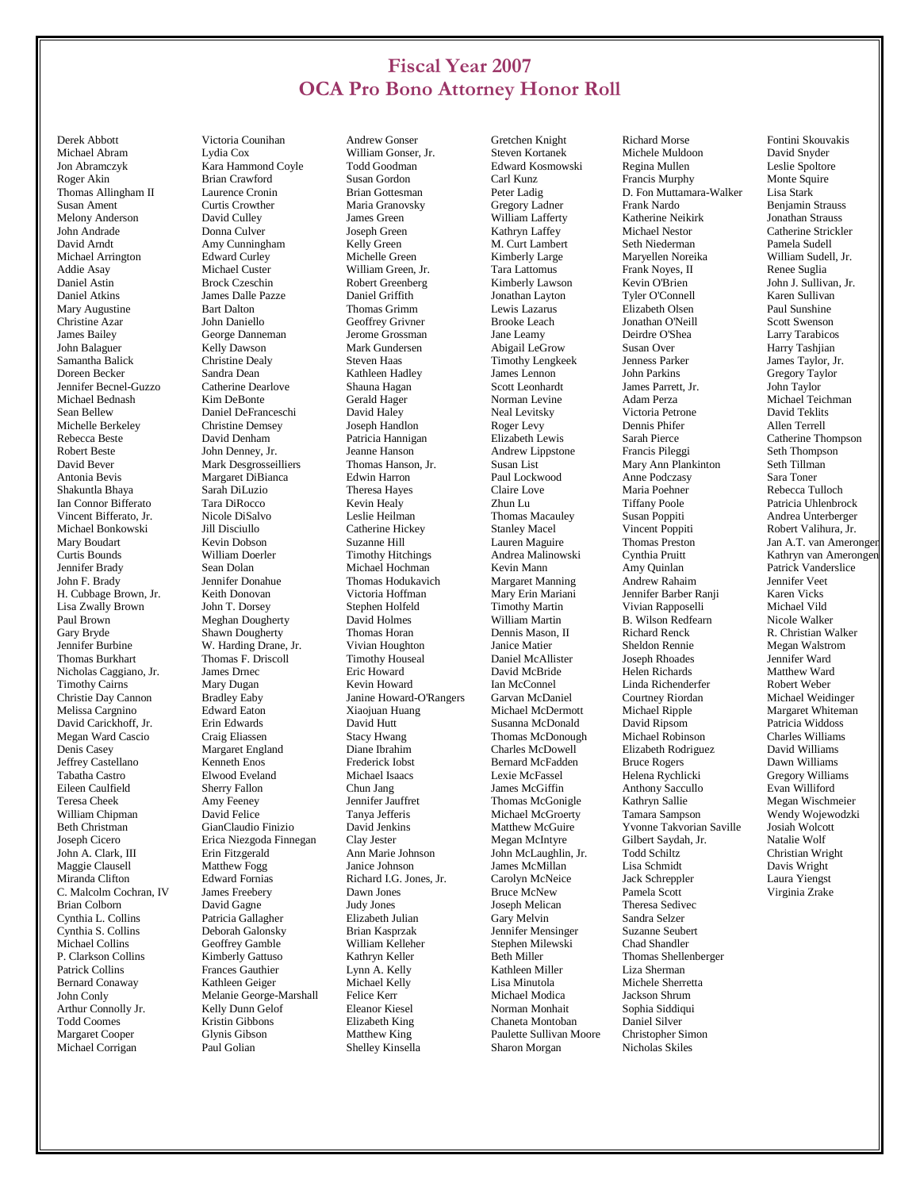# Fiscal Year 2007
# OCA Pro Bono Attorney Honor Roll

Derek Abbott
Michael Abram
Jon Abramczyk
Roger Akin
Thomas Allingham II
Susan Ament
Melony Anderson
John Andrade
David Arndt
Michael Arrington
Addie Asay
Daniel Astin
Daniel Atkins
Mary Augustine
Christine Azar
James Bailey
John Balaguer
Samantha Balick
Doreen Becker
Jennifer Becnel-Guzzo
Michael Bednash
Sean Bellew
Michelle Berkeley
Rebecca Beste
Robert Beste
David Bever
Antonia Bevis
Shakuntla Bhaya
Ian Connor Bifferato
Vincent Bifferato, Jr.
Michael Bonkowski
Mary Boudart
Curtis Bounds
Jennifer Brady
John F. Brady
H. Cubbage Brown, Jr.
Lisa Zwally Brown
Paul Brown
Gary Bryde
Jennifer Burbine
Thomas Burkhart
Nicholas Caggiano, Jr.
Timothy Cairns
Christie Day Cannon
Melissa Cargnino
David Carickhoff, Jr.
Megan Ward Cascio
Denis Casey
Jeffrey Castellano
Tabatha Castro
Eileen Caulfield
Teresa Cheek
William Chipman
Beth Christman
Joseph Cicero
John A. Clark, III
Maggie Clausell
Miranda Clifton
C. Malcolm Cochran, IV
Brian Colborn
Cynthia L. Collins
Cynthia S. Collins
Michael Collins
P. Clarkson Collins
Patrick Collins
Bernard Conaway
John Conly
Arthur Connolly Jr.
Todd Coomes
Margaret Cooper
Michael Corrigan
Victoria Counihan
Lydia Cox
Kara Hammond Coyle
Brian Crawford
Laurence Cronin
Curtis Crowther
David Culley
Donna Culver
Amy Cunningham
Edward Curley
Michael Custer
Brock Czeschin
James Dalle Pazze
Bart Dalton
John Daniello
George Danneman
Kelly Dawson
Christine Dealy
Sandra Dean
Catherine Dearlove
Kim DeBonte
Daniel DeFranceschi
Christine Demsey
David Denham
John Denney, Jr.
Mark Desgrosseilliers
Margaret DiBianca
Sarah DiLuzio
Tara DiRocco
Nicole DiSalvo
Jill Disciullo
Kevin Dobson
William Doerler
Sean Dolan
Jennifer Donahue
Keith Donovan
John T. Dorsey
Meghan Dougherty
Shawn Dougherty
W. Harding Drane, Jr.
Thomas F. Driscoll
James Drnec
Mary Dugan
Bradley Eaby
Edward Eaton
Erin Edwards
Craig Eliassen
Margaret England
Kenneth Enos
Elwood Eveland
Sherry Fallon
Amy Feeney
David Felice
GianClaudio Finizio
Erica Niezgoda Finnegan
Erin Fitzgerald
Matthew Fogg
Edward Fornias
James Freebery
David Gagne
Patricia Gallagher
Deborah Galonsky
Geoffrey Gamble
Kimberly Gattuso
Frances Gauthier
Kathleen Geiger
Melanie George-Marshall
Kelly Dunn Gelof
Kristin Gibbons
Glynis Gibson
Paul Golian
Andrew Gonser
William Gonser, Jr.
Todd Goodman
Susan Gordon
Brian Gottesman
Maria Granovsky
James Green
Joseph Green
Kelly Green
Michelle Green
William Green, Jr.
Robert Greenberg
Daniel Griffith
Thomas Grimm
Geoffrey Grivner
Jerome Grossman
Mark Gundersen
Steven Haas
Kathleen Hadley
Shauna Hagan
Gerald Hager
David Haley
Joseph Handlon
Patricia Hannigan
Jeanne Hanson
Thomas Hanson, Jr.
Edwin Harron
Theresa Hayes
Kevin Healy
Leslie Heilman
Catherine Hickey
Suzanne Hill
Timothy Hitchings
Michael Hochman
Thomas Hodukavich
Victoria Hoffman
Stephen Holfeld
David Holmes
Thomas Horan
Vivian Houghton
Timothy Houseal
Eric Howard
Kevin Howard
Janine Howard-O'Rangers
Xiaojuan Huang
David Hutt
Stacy Hwang
Diane Ibrahim
Frederick Iobst
Michael Isaacs
Chun Jang
Jennifer Jauffret
Tanya Jefferis
David Jenkins
Clay Jester
Ann Marie Johnson
Janice Johnson
Richard I.G. Jones, Jr.
Dawn Jones
Judy Jones
Elizabeth Julian
Brian Kasprzak
William Kelleher
Kathryn Keller
Lynn A. Kelly
Michael Kelly
Felice Kerr
Eleanor Kiesel
Elizabeth King
Matthew King
Shelley Kinsella
Gretchen Knight
Steven Kortanek
Edward Kosmowski
Carl Kunz
Peter Ladig
Gregory Ladner
William Lafferty
Kathryn Laffey
M. Curt Lambert
Kimberly Large
Tara Lattomus
Kimberly Lawson
Jonathan Layton
Lewis Lazarus
Brooke Leach
Jane Leamy
Abigail LeGrow
Timothy Lengkeek
James Lennon
Scott Leonhardt
Norman Levine
Neal Levitsky
Roger Levy
Elizabeth Lewis
Andrew Lippstone
Susan List
Paul Lockwood
Claire Love
Zhun Lu
Thomas Macauley
Stanley Macel
Lauren Maguire
Andrea Malinowski
Kevin Mann
Margaret Manning
Mary Erin Mariani
Timothy Martin
William Martin
Dennis Mason, II
Janice Matier
Daniel McAllister
David McBride
Ian McConnel
Garvan McDaniel
Michael McDermott
Susanna McDonald
Thomas McDonough
Charles McDowell
Bernard McFadden
Lexie McFassel
James McGiffin
Thomas McGonigle
Michael McGroerty
Matthew McGuire
Megan McIntyre
John McLaughlin, Jr.
James McMillan
Carolyn McNeice
Bruce McNew
Joseph Melican
Gary Melvin
Jennifer Mensinger
Stephen Milewski
Beth Miller
Kathleen Miller
Lisa Minutola
Michael Modica
Norman Monhait
Chaneta Montoban
Paulette Sullivan Moore
Sharon Morgan
Richard Morse
Michele Muldoon
Regina Mullen
Francis Murphy
D. Fon Muttamara-Walker
Frank Nardo
Katherine Neikirk
Michael Nestor
Seth Niederman
Maryellen Noreika
Frank Noyes, II
Kevin O'Brien
Tyler O'Connell
Elizabeth Olsen
Jonathan O'Neill
Deirdre O'Shea
Susan Over
Jenness Parker
John Parkins
James Parrett, Jr.
Adam Perza
Victoria Petrone
Dennis Phifer
Sarah Pierce
Francis Pileggi
Mary Ann Plankinton
Anne Podczasy
Maria Poehner
Tiffany Poole
Susan Poppiti
Vincent Poppiti
Thomas Preston
Cynthia Pruitt
Amy Quinlan
Andrew Rahaim
Jennifer Barber Ranji
Vivian Rapposelli
B. Wilson Redfearn
Richard Renck
Sheldon Rennie
Joseph Rhoades
Helen Richards
Linda Richenderfer
Courtney Riordan
Michael Ripple
David Ripsom
Michael Robinson
Elizabeth Rodriguez
Bruce Rogers
Helena Rychlicki
Anthony Saccullo
Kathryn Sallie
Tamara Sampson
Yvonne Takvorian Saville
Gilbert Saydah, Jr.
Todd Schiltz
Lisa Schmidt
Jack Schreppler
Pamela Scott
Theresa Sedivec
Sandra Selzer
Suzanne Seubert
Chad Shandler
Thomas Shellenberger
Liza Sherman
Michele Sherretta
Jackson Shrum
Sophia Siddiqui
Daniel Silver
Christopher Simon
Nicholas Skiles
Fontini Skouvakis
David Snyder
Leslie Spoltore
Monte Squire
Lisa Stark
Benjamin Strauss
Jonathan Strauss
Catherine Strickler
Pamela Sudell
William Sudell, Jr.
Renee Suglia
John J. Sullivan, Jr.
Karen Sullivan
Paul Sunshine
Scott Swenson
Larry Tarabicos
Harry Tashjian
James Taylor, Jr.
Gregory Taylor
John Taylor
Michael Teichman
David Teklits
Allen Terrell
Catherine Thompson
Seth Thompson
Seth Tillman
Sara Toner
Rebecca Tulloch
Patricia Uhlenbrock
Andrea Unterberger
Robert Valihura, Jr.
Jan A.T. van Amerongen
Kathryn van Amerongen
Patrick Vanderslice
Jennifer Veet
Karen Vicks
Michael Vild
Nicole Walker
R. Christian Walker
Megan Walstrom
Jennifer Ward
Matthew Ward
Robert Weber
Michael Weidinger
Margaret Whiteman
Patricia Widdoss
Charles Williams
David Williams
Dawn Williams
Gregory Williams
Evan Williford
Megan Wischmeier
Wendy Wojewodzki
Josiah Wolcott
Natalie Wolf
Christian Wright
Davis Wright
Laura Yiengst
Virginia Zrake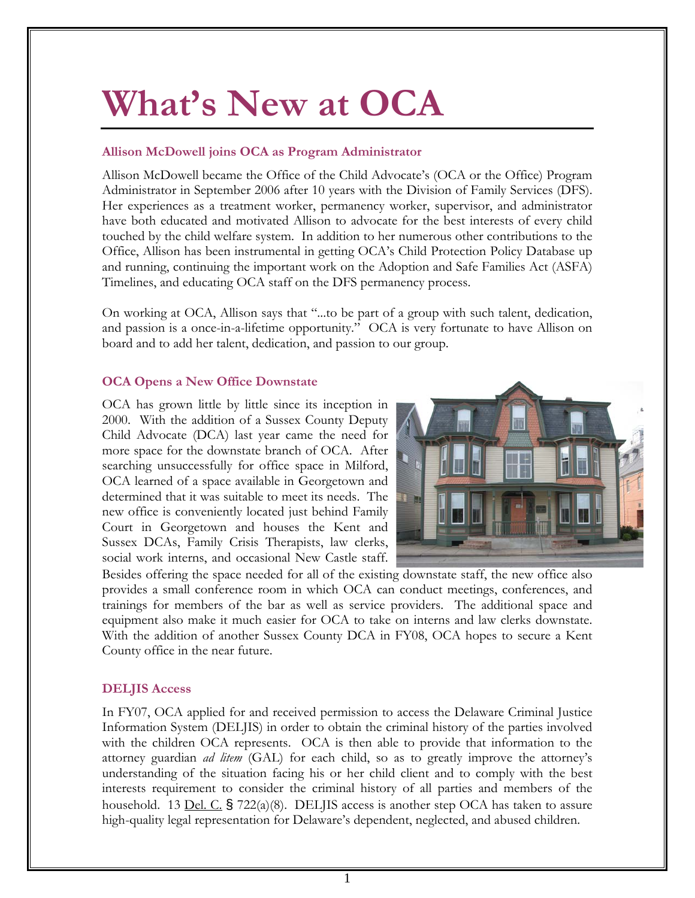# What's New at OCA

### Allison McDowell joins OCA as Program Administrator

Allison McDowell became the Office of the Child Advocate's (OCA or the Office) Program Administrator in September 2006 after 10 years with the Division of Family Services (DFS). Her experiences as a treatment worker, permanency worker, supervisor, and administrator have both educated and motivated Allison to advocate for the best interests of every child touched by the child welfare system. In addition to her numerous other contributions to the Office, Allison has been instrumental in getting OCA's Child Protection Policy Database up and running, continuing the important work on the Adoption and Safe Families Act (ASFA) Timelines, and educating OCA staff on the DFS permanency process.

On working at OCA, Allison says that "...to be part of a group with such talent, dedication, and passion is a once-in-a-lifetime opportunity." OCA is very fortunate to have Allison on board and to add her talent, dedication, and passion to our group.

### OCA Opens a New Office Downstate

OCA has grown little by little since its inception in 2000. With the addition of a Sussex County Deputy Child Advocate (DCA) last year came the need for more space for the downstate branch of OCA. After searching unsuccessfully for office space in Milford, OCA learned of a space available in Georgetown and determined that it was suitable to meet its needs. The new office is conveniently located just behind Family Court in Georgetown and houses the Kent and Sussex DCAs, Family Crisis Therapists, law clerks, social work interns, and occasional New Castle staff. Besides offering the space needed for all of the existing downstate staff, the new office also provides a small conference room in which OCA can conduct meetings, conferences, and trainings for members of the bar as well as service providers. The additional space and equipment also make it much easier for OCA to take on interns and law clerks downstate. With the addition of another Sussex County DCA in FY08, OCA hopes to secure a Kent County office in the near future.

### DELJIS Access

In FY07, OCA applied for and received permission to access the Delaware Criminal Justice Information System (DELJIS) in order to obtain the criminal history of the parties involved with the children OCA represents. OCA is then able to provide that information to the attorney guardian *ad litem* (GAL) for each child, so as to greatly improve the attorney's understanding of the situation facing his or her child client and to comply with the best interests requirement to consider the criminal history of all parties and members of the household. 13 Del. C. § 722(a)(8). DELJIS access is another step OCA has taken to assure high-quality legal representation for Delaware's dependent, neglected, and abused children.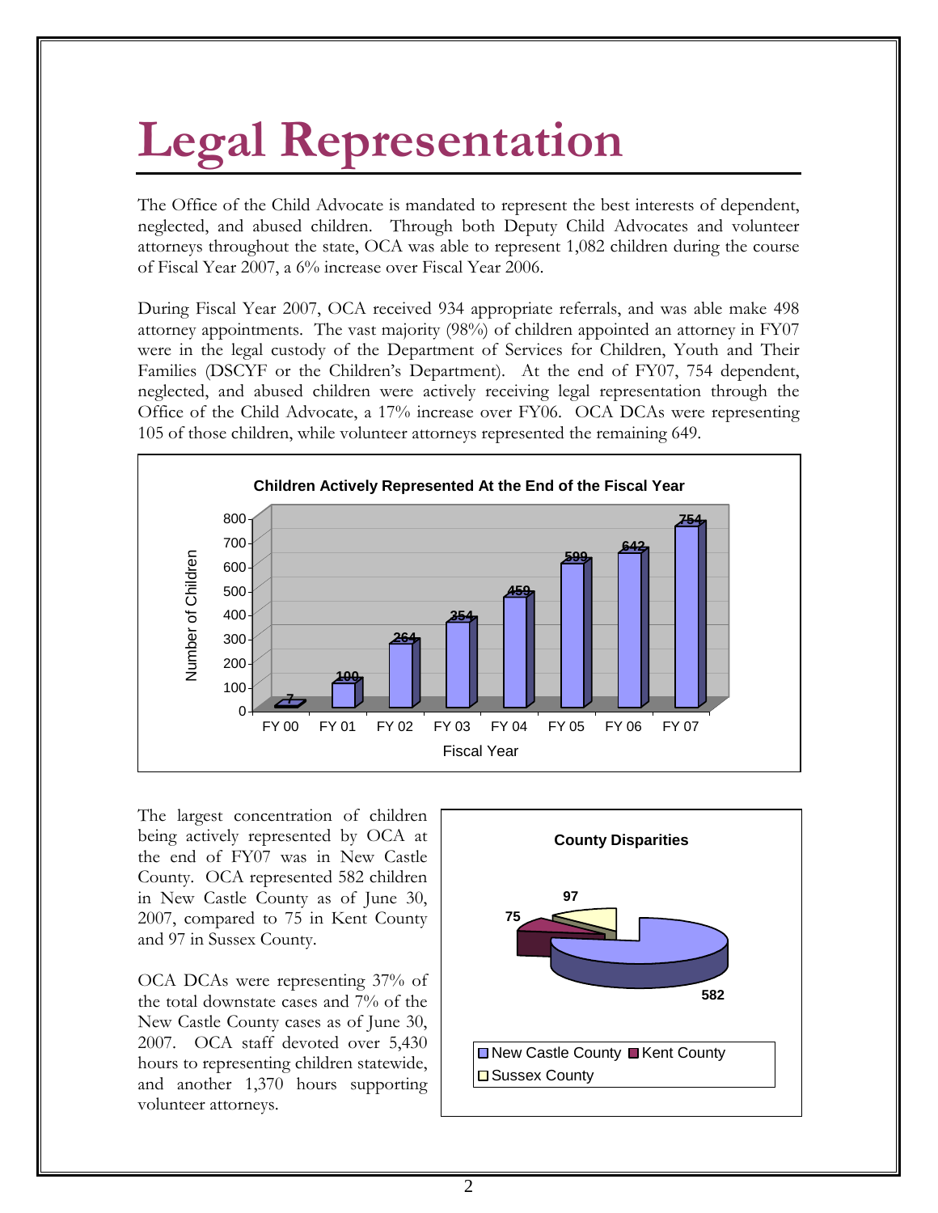# Legal Representation

The Office of the Child Advocate is mandated to represent the best interests of dependent, neglected, and abused children. Through both Deputy Child Advocates and volunteer attorneys throughout the state, OCA was able to represent 1,082 children during the course of Fiscal Year 2007, a 6% increase over Fiscal Year 2006.

During Fiscal Year 2007, OCA received 934 appropriate referrals, and was able make 498 attorney appointments. The vast majority (98%) of children appointed an attorney in FY07 were in the legal custody of the Department of Services for Children, Youth and Their Families (DSCYF or the Children's Department). At the end of FY07, 754 dependent, neglected, and abused children were actively receiving legal representation through the Office of the Child Advocate, a 17% increase over FY06. OCA DCAs were representing 105 of those children, while volunteer attorneys represented the remaining 649.

**Children Actively Represented At the End of the Fiscal Year**

| Fiscal Year | Number of Children |
|---|---|
| FY 00 | 7 |
| FY 01 | 100 |
| FY 02 | 264 |
| FY 03 | 354 |
| FY 04 | 459 |
| FY 05 | 599 |
| FY 06 | 642 |
| FY 07 | 754 |

The largest concentration of children being actively represented by OCA at the end of FY07 was in New Castle County. OCA represented 582 children in New Castle County as of June 30, 2007, compared to 75 in Kent County and 97 in Sussex County.

OCA DCAs were representing 37% of the total downstate cases and 7% of the New Castle County cases as of June 30, 2007. OCA staff devoted over 5,430 hours to representing children statewide, and another 1,370 hours supporting volunteer attorneys.

**County Disparities**

| County | Children |
|---|---|
| New Castle County | 582 |
| Kent County | 75 |
| Sussex County | 97 |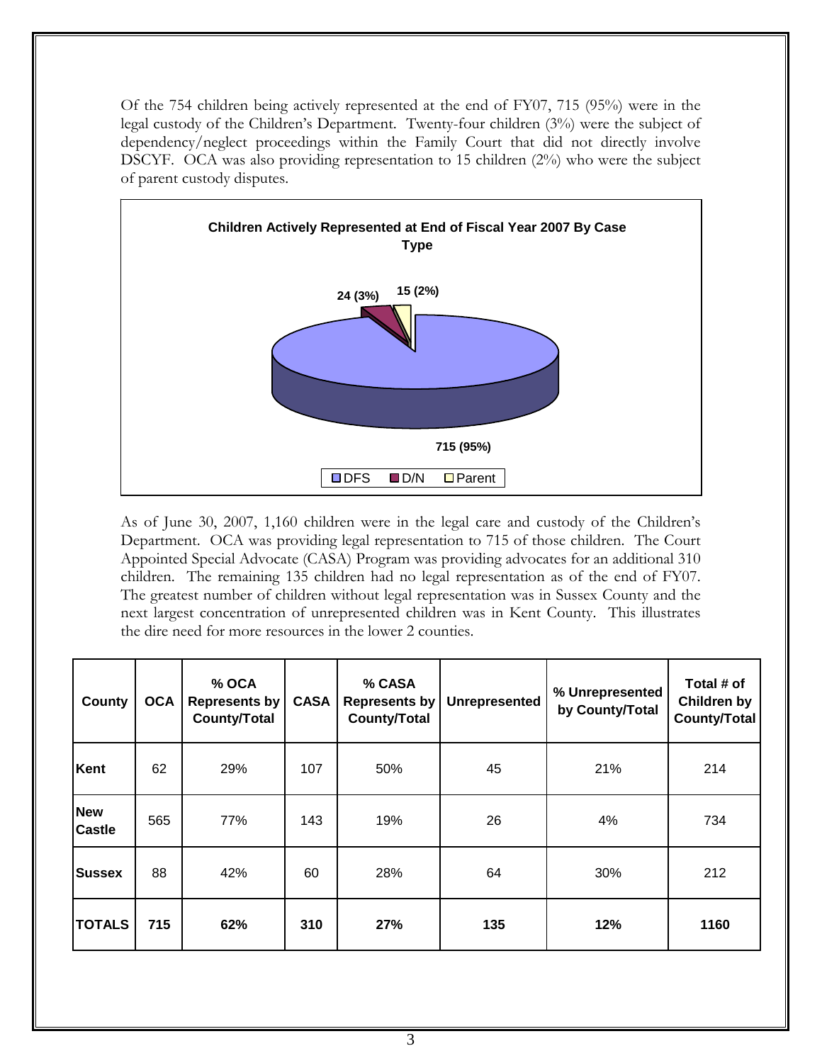Of the 754 children being actively represented at the end of FY07, 715 (95%) were in the legal custody of the Children's Department. Twenty-four children (3%) were the subject of dependency/neglect proceedings within the Family Court that did not directly involve DSCYF. OCA was also providing representation to 15 children (2%) who were the subject of parent custody disputes.

**Children Actively Represented at End of Fiscal Year 2007 By Case Type**

- DFS: 715 (95%)
- D/N: 24 (3%)
- Parent: 15 (2%)

As of June 30, 2007, 1,160 children were in the legal care and custody of the Children's Department. OCA was providing legal representation to 715 of those children. The Court Appointed Special Advocate (CASA) Program was providing advocates for an additional 310 children. The remaining 135 children had no legal representation as of the end of FY07. The greatest number of children without legal representation was in Sussex County and the next largest concentration of unrepresented children was in Kent County. This illustrates the dire need for more resources in the lower 2 counties.

| County | OCA | % OCA Represents by County/Total | CASA | % CASA Represents by County/Total | Unrepresented | % Unrepresented by County/Total | Total # of Children by County/Total |
|---|---|---|---|---|---|---|---|
| **Kent** | 62 | 29% | 107 | 50% | 45 | 21% | 214 |
| **New Castle** | 565 | 77% | 143 | 19% | 26 | 4% | 734 |
| **Sussex** | 88 | 42% | 60 | 28% | 64 | 30% | 212 |
| **TOTALS** | **715** | **62%** | **310** | **27%** | **135** | **12%** | **1160** |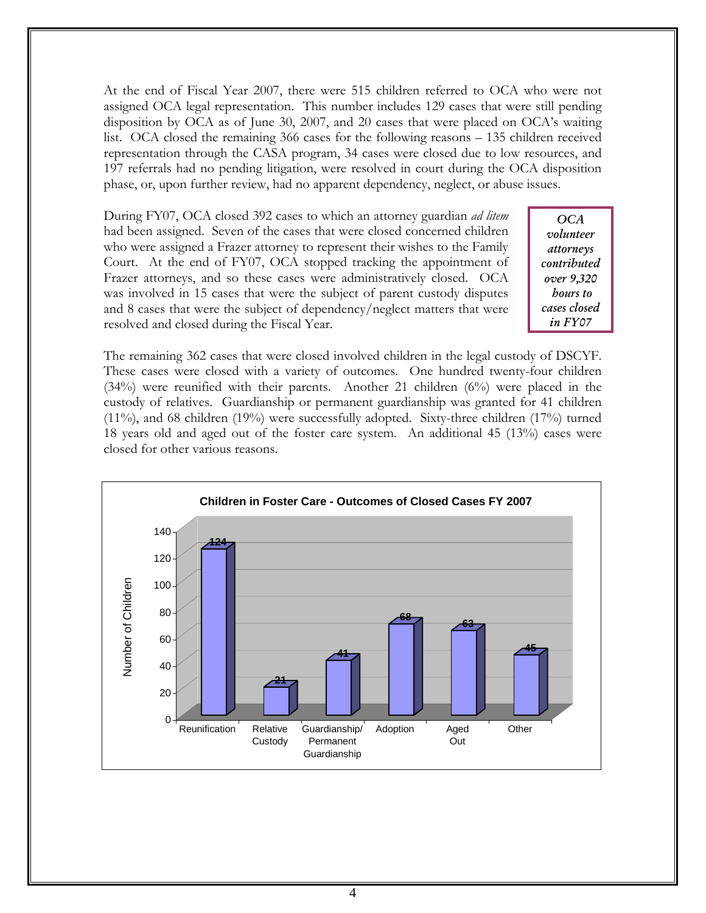At the end of Fiscal Year 2007, there were 515 children referred to OCA who were not assigned OCA legal representation. This number includes 129 cases that were still pending disposition by OCA as of June 30, 2007, and 20 cases that were placed on OCA's waiting list. OCA closed the remaining 366 cases for the following reasons – 135 children received representation through the CASA program, 34 cases were closed due to low resources, and 197 referrals had no pending litigation, were resolved in court during the OCA disposition phase, or, upon further review, had no apparent dependency, neglect, or abuse issues.

During FY07, OCA closed 392 cases to which an attorney guardian *ad litem* had been assigned. Seven of the cases that were closed concerned children who were assigned a Frazer attorney to represent their wishes to the Family Court. At the end of FY07, OCA stopped tracking the appointment of Frazer attorneys, and so these cases were administratively closed. OCA was involved in 15 cases that were the subject of parent custody disputes and 8 cases that were the subject of dependency/neglect matters that were resolved and closed during the Fiscal Year.

*OCA volunteer attorneys contributed over 9,320 hours to cases closed in FY07*

The remaining 362 cases that were closed involved children in the legal custody of DSCYF. These cases were closed with a variety of outcomes. One hundred twenty-four children (34%) were reunified with their parents. Another 21 children (6%) were placed in the custody of relatives. Guardianship or permanent guardianship was granted for 41 children (11%), and 68 children (19%) were successfully adopted. Sixty-three children (17%) turned 18 years old and aged out of the foster care system. An additional 45 (13%) cases were closed for other various reasons.

**Children in Foster Care - Outcomes of Closed Cases FY 2007**

| Outcome | Number of Children |
|---|---|
| Reunification | 124 |
| Relative Custody | 21 |
| Guardianship/ Permanent Guardianship | 41 |
| Adoption | 68 |
| Aged Out | 63 |
| Other | 45 |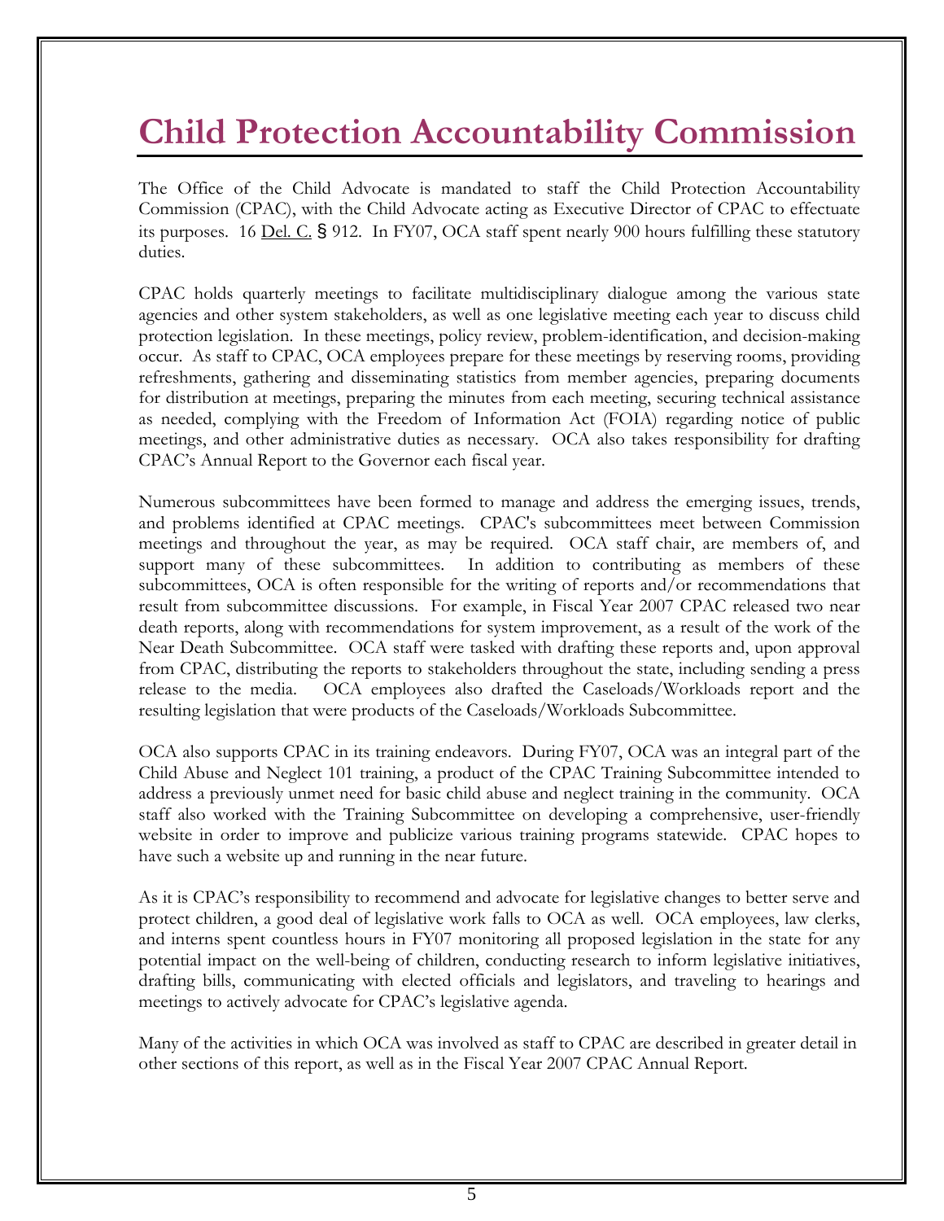# Child Protection Accountability Commission

The Office of the Child Advocate is mandated to staff the Child Protection Accountability Commission (CPAC), with the Child Advocate acting as Executive Director of CPAC to effectuate its purposes. 16 Del. C. § 912. In FY07, OCA staff spent nearly 900 hours fulfilling these statutory duties.

CPAC holds quarterly meetings to facilitate multidisciplinary dialogue among the various state agencies and other system stakeholders, as well as one legislative meeting each year to discuss child protection legislation. In these meetings, policy review, problem-identification, and decision-making occur. As staff to CPAC, OCA employees prepare for these meetings by reserving rooms, providing refreshments, gathering and disseminating statistics from member agencies, preparing documents for distribution at meetings, preparing the minutes from each meeting, securing technical assistance as needed, complying with the Freedom of Information Act (FOIA) regarding notice of public meetings, and other administrative duties as necessary. OCA also takes responsibility for drafting CPAC's Annual Report to the Governor each fiscal year.

Numerous subcommittees have been formed to manage and address the emerging issues, trends, and problems identified at CPAC meetings. CPAC's subcommittees meet between Commission meetings and throughout the year, as may be required. OCA staff chair, are members of, and support many of these subcommittees. In addition to contributing as members of these subcommittees, OCA is often responsible for the writing of reports and/or recommendations that result from subcommittee discussions. For example, in Fiscal Year 2007 CPAC released two near death reports, along with recommendations for system improvement, as a result of the work of the Near Death Subcommittee. OCA staff were tasked with drafting these reports and, upon approval from CPAC, distributing the reports to stakeholders throughout the state, including sending a press release to the media. OCA employees also drafted the Caseloads/Workloads report and the resulting legislation that were products of the Caseloads/Workloads Subcommittee.

OCA also supports CPAC in its training endeavors. During FY07, OCA was an integral part of the Child Abuse and Neglect 101 training, a product of the CPAC Training Subcommittee intended to address a previously unmet need for basic child abuse and neglect training in the community. OCA staff also worked with the Training Subcommittee on developing a comprehensive, user-friendly website in order to improve and publicize various training programs statewide. CPAC hopes to have such a website up and running in the near future.

As it is CPAC's responsibility to recommend and advocate for legislative changes to better serve and protect children, a good deal of legislative work falls to OCA as well. OCA employees, law clerks, and interns spent countless hours in FY07 monitoring all proposed legislation in the state for any potential impact on the well-being of children, conducting research to inform legislative initiatives, drafting bills, communicating with elected officials and legislators, and traveling to hearings and meetings to actively advocate for CPAC's legislative agenda.

Many of the activities in which OCA was involved as staff to CPAC are described in greater detail in other sections of this report, as well as in the Fiscal Year 2007 CPAC Annual Report.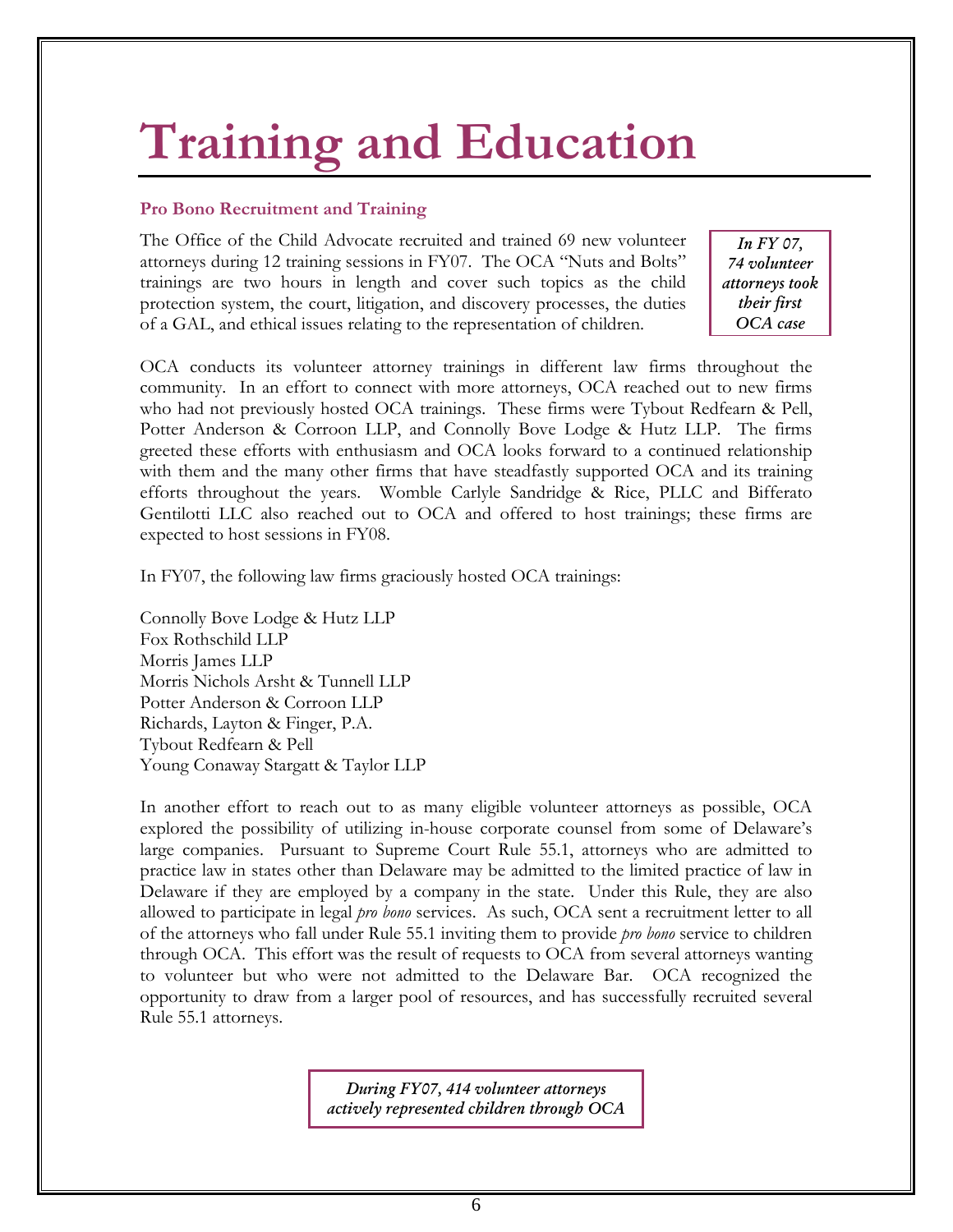# Training and Education

### Pro Bono Recruitment and Training

The Office of the Child Advocate recruited and trained 69 new volunteer attorneys during 12 training sessions in FY07. The OCA "Nuts and Bolts" trainings are two hours in length and cover such topics as the child protection system, the court, litigation, and discovery processes, the duties of a GAL, and ethical issues relating to the representation of children.

> ***In FY 07, 74 volunteer attorneys took their first OCA case***

OCA conducts its volunteer attorney trainings in different law firms throughout the community. In an effort to connect with more attorneys, OCA reached out to new firms who had not previously hosted OCA trainings. These firms were Tybout Redfearn & Pell, Potter Anderson & Corroon LLP, and Connolly Bove Lodge & Hutz LLP. The firms greeted these efforts with enthusiasm and OCA looks forward to a continued relationship with them and the many other firms that have steadfastly supported OCA and its training efforts throughout the years. Womble Carlyle Sandridge & Rice, PLLC and Bifferato Gentilotti LLC also reached out to OCA and offered to host trainings; these firms are expected to host sessions in FY08.

In FY07, the following law firms graciously hosted OCA trainings:

Connolly Bove Lodge & Hutz LLP
Fox Rothschild LLP
Morris James LLP
Morris Nichols Arsht & Tunnell LLP
Potter Anderson & Corroon LLP
Richards, Layton & Finger, P.A.
Tybout Redfearn & Pell
Young Conaway Stargatt & Taylor LLP

In another effort to reach out to as many eligible volunteer attorneys as possible, OCA explored the possibility of utilizing in-house corporate counsel from some of Delaware's large companies. Pursuant to Supreme Court Rule 55.1, attorneys who are admitted to practice law in states other than Delaware may be admitted to the limited practice of law in Delaware if they are employed by a company in the state. Under this Rule, they are also allowed to participate in legal *pro bono* services. As such, OCA sent a recruitment letter to all of the attorneys who fall under Rule 55.1 inviting them to provide *pro bono* service to children through OCA. This effort was the result of requests to OCA from several attorneys wanting to volunteer but who were not admitted to the Delaware Bar. OCA recognized the opportunity to draw from a larger pool of resources, and has successfully recruited several Rule 55.1 attorneys.

> ***During FY07, 414 volunteer attorneys actively represented children through OCA***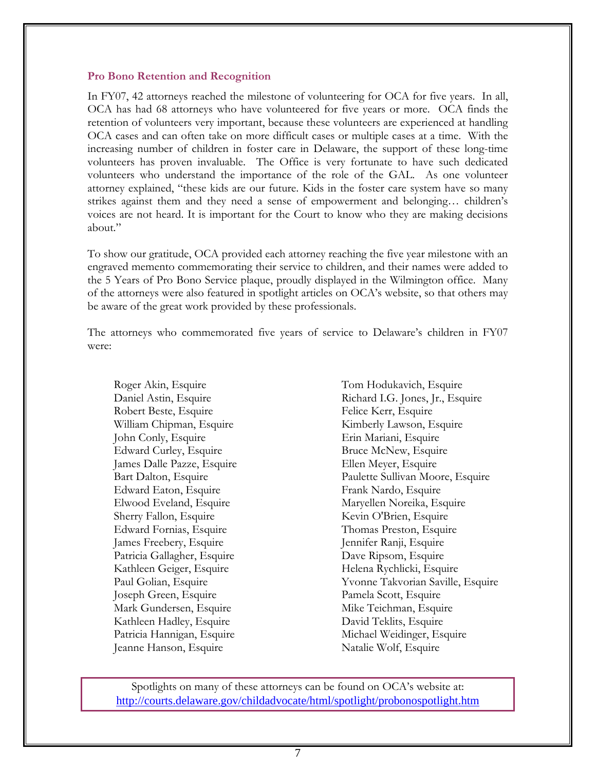### Pro Bono Retention and Recognition

In FY07, 42 attorneys reached the milestone of volunteering for OCA for five years. In all, OCA has had 68 attorneys who have volunteered for five years or more. OCA finds the retention of volunteers very important, because these volunteers are experienced at handling OCA cases and can often take on more difficult cases or multiple cases at a time. With the increasing number of children in foster care in Delaware, the support of these long-time volunteers has proven invaluable. The Office is very fortunate to have such dedicated volunteers who understand the importance of the role of the GAL. As one volunteer attorney explained, "these kids are our future. Kids in the foster care system have so many strikes against them and they need a sense of empowerment and belonging… children's voices are not heard. It is important for the Court to know who they are making decisions about."

To show our gratitude, OCA provided each attorney reaching the five year milestone with an engraved memento commemorating their service to children, and their names were added to the 5 Years of Pro Bono Service plaque, proudly displayed in the Wilmington office. Many of the attorneys were also featured in spotlight articles on OCA's website, so that others may be aware of the great work provided by these professionals.

The attorneys who commemorated five years of service to Delaware's children in FY07 were:

Roger Akin, Esquire
Daniel Astin, Esquire
Robert Beste, Esquire
William Chipman, Esquire
John Conly, Esquire
Edward Curley, Esquire
James Dalle Pazze, Esquire
Bart Dalton, Esquire
Edward Eaton, Esquire
Elwood Eveland, Esquire
Sherry Fallon, Esquire
Edward Fornias, Esquire
James Freebery, Esquire
Patricia Gallagher, Esquire
Kathleen Geiger, Esquire
Paul Golian, Esquire
Joseph Green, Esquire
Mark Gundersen, Esquire
Kathleen Hadley, Esquire
Patricia Hannigan, Esquire
Jeanne Hanson, Esquire
Tom Hodukavich, Esquire
Richard I.G. Jones, Jr., Esquire
Felice Kerr, Esquire
Kimberly Lawson, Esquire
Erin Mariani, Esquire
Bruce McNew, Esquire
Ellen Meyer, Esquire
Paulette Sullivan Moore, Esquire
Frank Nardo, Esquire
Maryellen Noreika, Esquire
Kevin O'Brien, Esquire
Thomas Preston, Esquire
Jennifer Ranji, Esquire
Dave Ripsom, Esquire
Helena Rychlicki, Esquire
Yvonne Takvorian Saville, Esquire
Pamela Scott, Esquire
Mike Teichman, Esquire
David Teklits, Esquire
Michael Weidinger, Esquire
Natalie Wolf, Esquire

Spotlights on many of these attorneys can be found on OCA's website at:
http://courts.delaware.gov/childadvocate/html/spotlight/probonospotlight.htm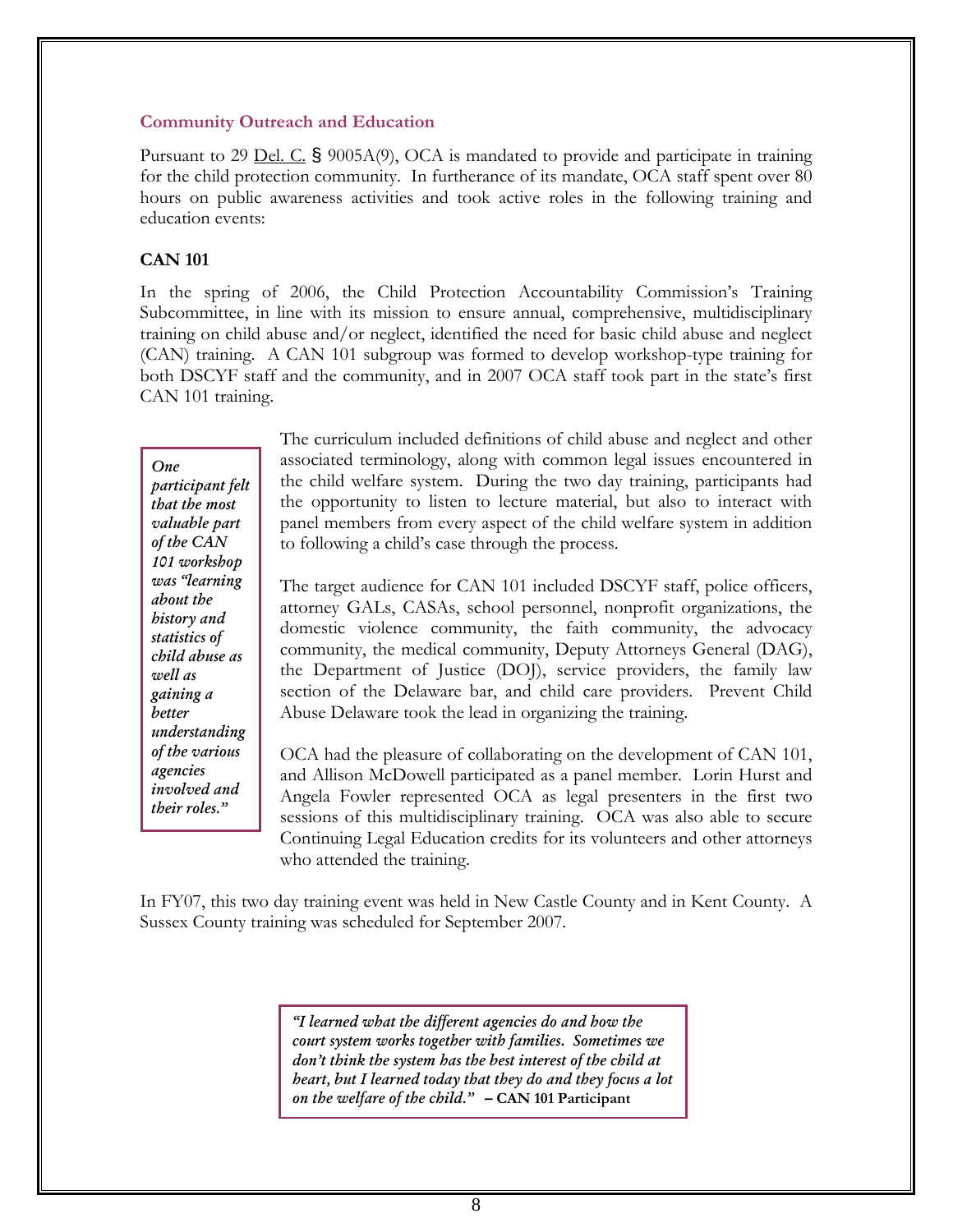## Community Outreach and Education

Pursuant to 29 Del. C. § 9005A(9), OCA is mandated to provide and participate in training for the child protection community. In furtherance of its mandate, OCA staff spent over 80 hours on public awareness activities and took active roles in the following training and education events:

### CAN 101

In the spring of 2006, the Child Protection Accountability Commission's Training Subcommittee, in line with its mission to ensure annual, comprehensive, multidisciplinary training on child abuse and/or neglect, identified the need for basic child abuse and neglect (CAN) training. A CAN 101 subgroup was formed to develop workshop-type training for both DSCYF staff and the community, and in 2007 OCA staff took part in the state's first CAN 101 training.

> *One participant felt that the most valuable part of the CAN 101 workshop was "learning about the history and statistics of child abuse as well as gaining a better understanding of the various agencies involved and their roles."*

The curriculum included definitions of child abuse and neglect and other associated terminology, along with common legal issues encountered in the child welfare system. During the two day training, participants had the opportunity to listen to lecture material, but also to interact with panel members from every aspect of the child welfare system in addition to following a child's case through the process.

The target audience for CAN 101 included DSCYF staff, police officers, attorney GALs, CASAs, school personnel, nonprofit organizations, the domestic violence community, the faith community, the advocacy community, the medical community, Deputy Attorneys General (DAG), the Department of Justice (DOJ), service providers, the family law section of the Delaware bar, and child care providers. Prevent Child Abuse Delaware took the lead in organizing the training.

OCA had the pleasure of collaborating on the development of CAN 101, and Allison McDowell participated as a panel member. Lorin Hurst and Angela Fowler represented OCA as legal presenters in the first two sessions of this multidisciplinary training. OCA was also able to secure Continuing Legal Education credits for its volunteers and other attorneys who attended the training.

In FY07, this two day training event was held in New Castle County and in Kent County. A Sussex County training was scheduled for September 2007.

> *"I learned what the different agencies do and how the court system works together with families. Sometimes we don't think the system has the best interest of the child at heart, but I learned today that they do and they focus a lot on the welfare of the child."* **– CAN 101 Participant**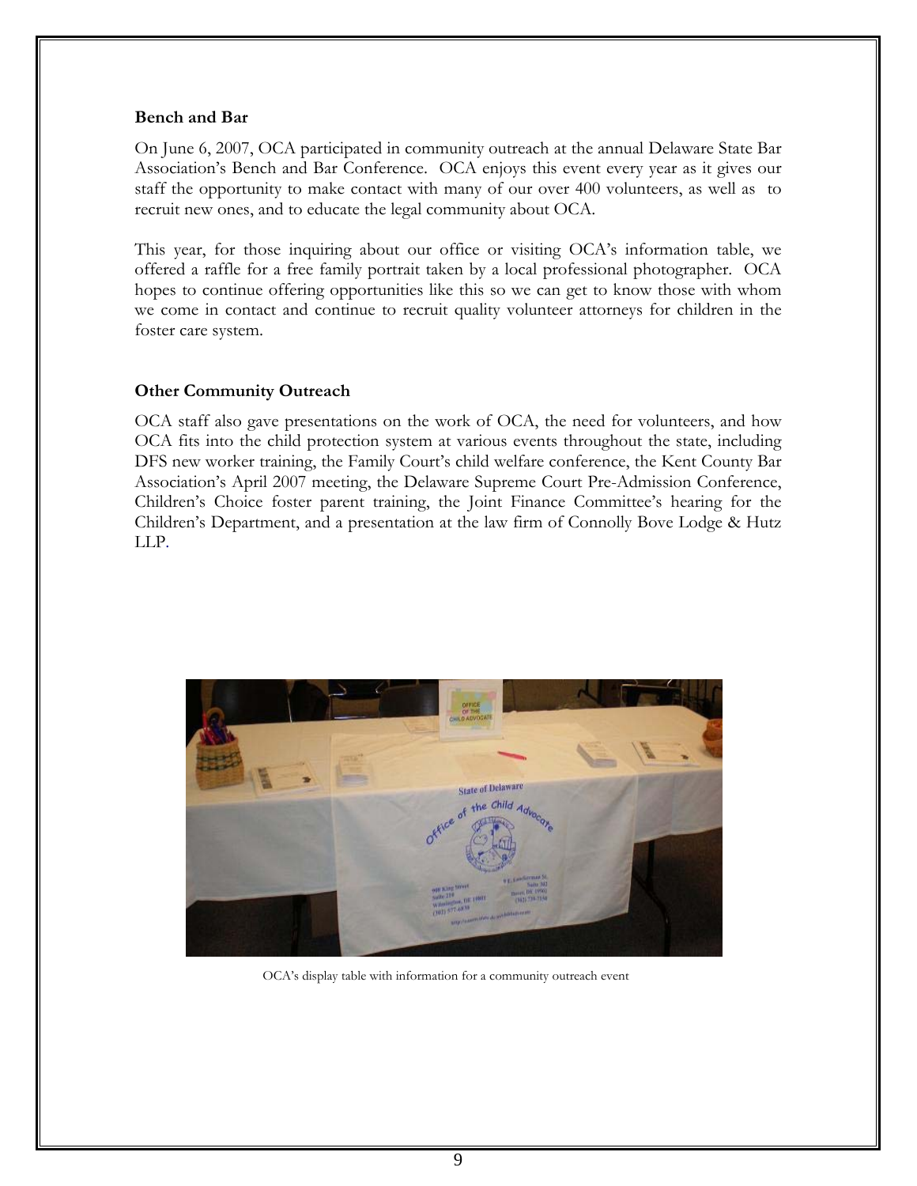**Bench and Bar**

On June 6, 2007, OCA participated in community outreach at the annual Delaware State Bar Association's Bench and Bar Conference. OCA enjoys this event every year as it gives our staff the opportunity to make contact with many of our over 400 volunteers, as well as to recruit new ones, and to educate the legal community about OCA.

This year, for those inquiring about our office or visiting OCA's information table, we offered a raffle for a free family portrait taken by a local professional photographer. OCA hopes to continue offering opportunities like this so we can get to know those with whom we come in contact and continue to recruit quality volunteer attorneys for children in the foster care system.

**Other Community Outreach**

OCA staff also gave presentations on the work of OCA, the need for volunteers, and how OCA fits into the child protection system at various events throughout the state, including DFS new worker training, the Family Court's child welfare conference, the Kent County Bar Association's April 2007 meeting, the Delaware Supreme Court Pre-Admission Conference, Children's Choice foster parent training, the Joint Finance Committee's hearing for the Children's Department, and a presentation at the law firm of Connolly Bove Lodge & Hutz LLP.

OCA's display table with information for a community outreach event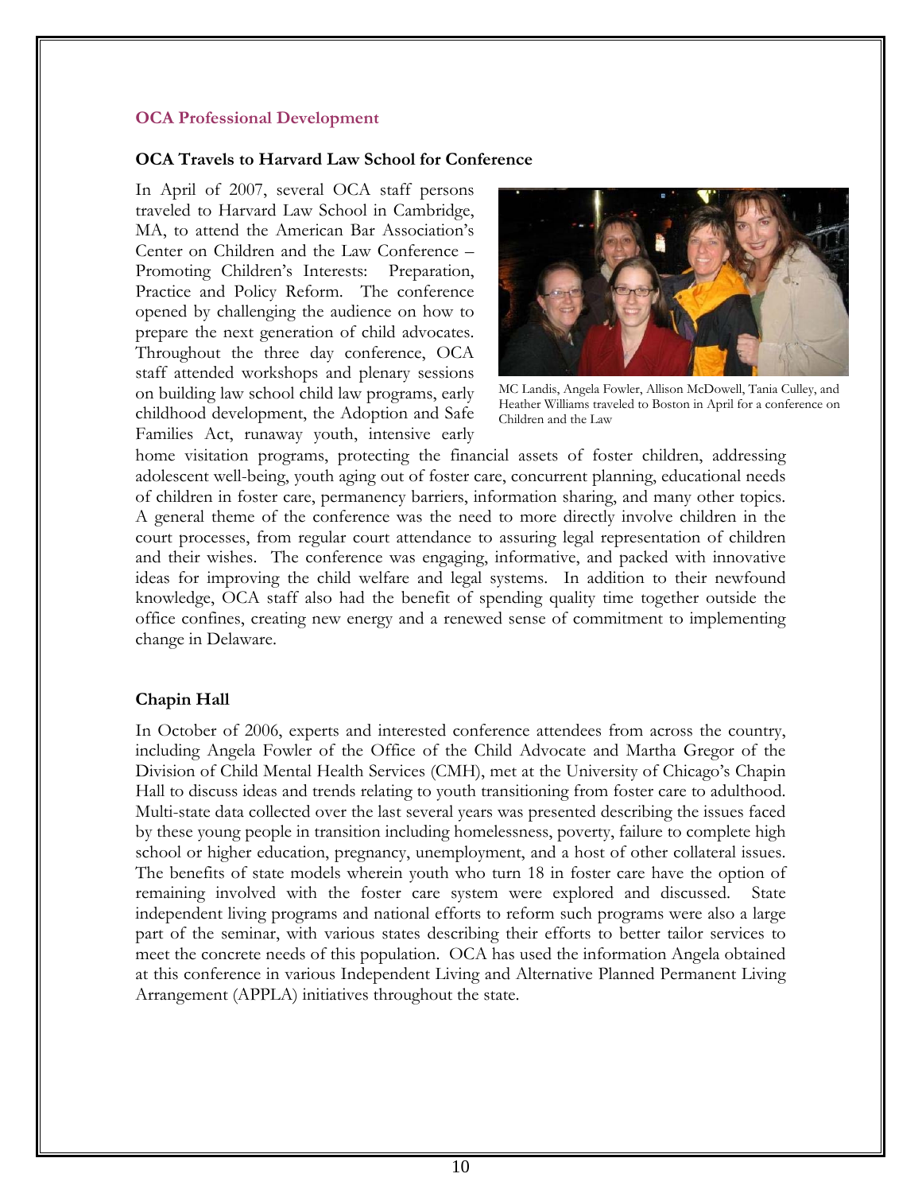## OCA Professional Development

### OCA Travels to Harvard Law School for Conference

In April of 2007, several OCA staff persons traveled to Harvard Law School in Cambridge, MA, to attend the American Bar Association's Center on Children and the Law Conference – Promoting Children's Interests: Preparation, Practice and Policy Reform. The conference opened by challenging the audience on how to prepare the next generation of child advocates. Throughout the three day conference, OCA staff attended workshops and plenary sessions on building law school child law programs, early childhood development, the Adoption and Safe Families Act, runaway youth, intensive early home visitation programs, protecting the financial assets of foster children, addressing adolescent well-being, youth aging out of foster care, concurrent planning, educational needs of children in foster care, permanency barriers, information sharing, and many other topics. A general theme of the conference was the need to more directly involve children in the court processes, from regular court attendance to assuring legal representation of children and their wishes. The conference was engaging, informative, and packed with innovative ideas for improving the child welfare and legal systems. In addition to their newfound knowledge, OCA staff also had the benefit of spending quality time together outside the office confines, creating new energy and a renewed sense of commitment to implementing change in Delaware.

MC Landis, Angela Fowler, Allison McDowell, Tania Culley, and Heather Williams traveled to Boston in April for a conference on Children and the Law

### Chapin Hall

In October of 2006, experts and interested conference attendees from across the country, including Angela Fowler of the Office of the Child Advocate and Martha Gregor of the Division of Child Mental Health Services (CMH), met at the University of Chicago's Chapin Hall to discuss ideas and trends relating to youth transitioning from foster care to adulthood. Multi-state data collected over the last several years was presented describing the issues faced by these young people in transition including homelessness, poverty, failure to complete high school or higher education, pregnancy, unemployment, and a host of other collateral issues. The benefits of state models wherein youth who turn 18 in foster care have the option of remaining involved with the foster care system were explored and discussed. State independent living programs and national efforts to reform such programs were also a large part of the seminar, with various states describing their efforts to better tailor services to meet the concrete needs of this population. OCA has used the information Angela obtained at this conference in various Independent Living and Alternative Planned Permanent Living Arrangement (APPLA) initiatives throughout the state.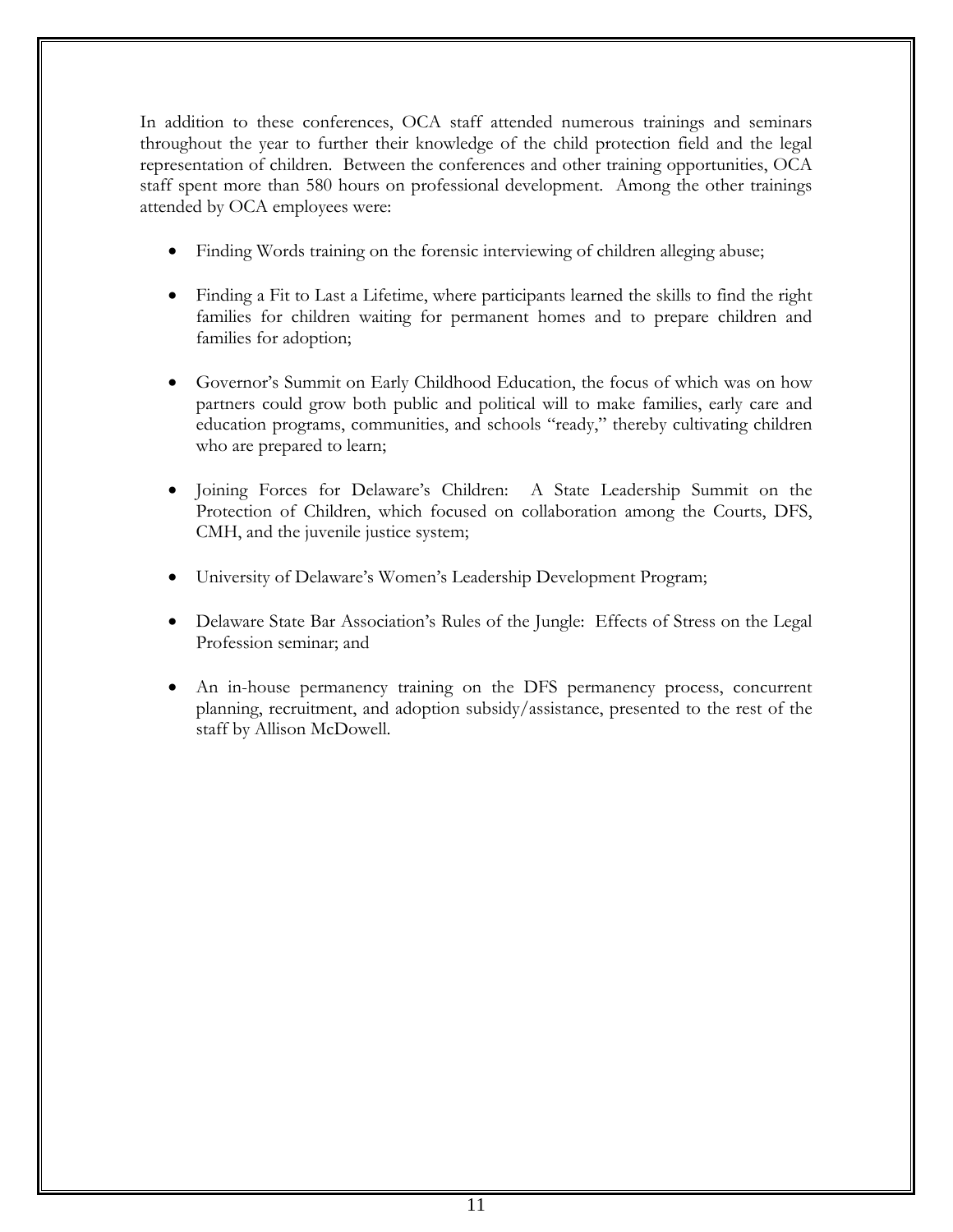In addition to these conferences, OCA staff attended numerous trainings and seminars throughout the year to further their knowledge of the child protection field and the legal representation of children. Between the conferences and other training opportunities, OCA staff spent more than 580 hours on professional development. Among the other trainings attended by OCA employees were:

- Finding Words training on the forensic interviewing of children alleging abuse;
- Finding a Fit to Last a Lifetime, where participants learned the skills to find the right families for children waiting for permanent homes and to prepare children and families for adoption;
- Governor's Summit on Early Childhood Education, the focus of which was on how partners could grow both public and political will to make families, early care and education programs, communities, and schools "ready," thereby cultivating children who are prepared to learn;
- Joining Forces for Delaware's Children: A State Leadership Summit on the Protection of Children, which focused on collaboration among the Courts, DFS, CMH, and the juvenile justice system;
- University of Delaware's Women's Leadership Development Program;
- Delaware State Bar Association's Rules of the Jungle: Effects of Stress on the Legal Profession seminar; and
- An in-house permanency training on the DFS permanency process, concurrent planning, recruitment, and adoption subsidy/assistance, presented to the rest of the staff by Allison McDowell.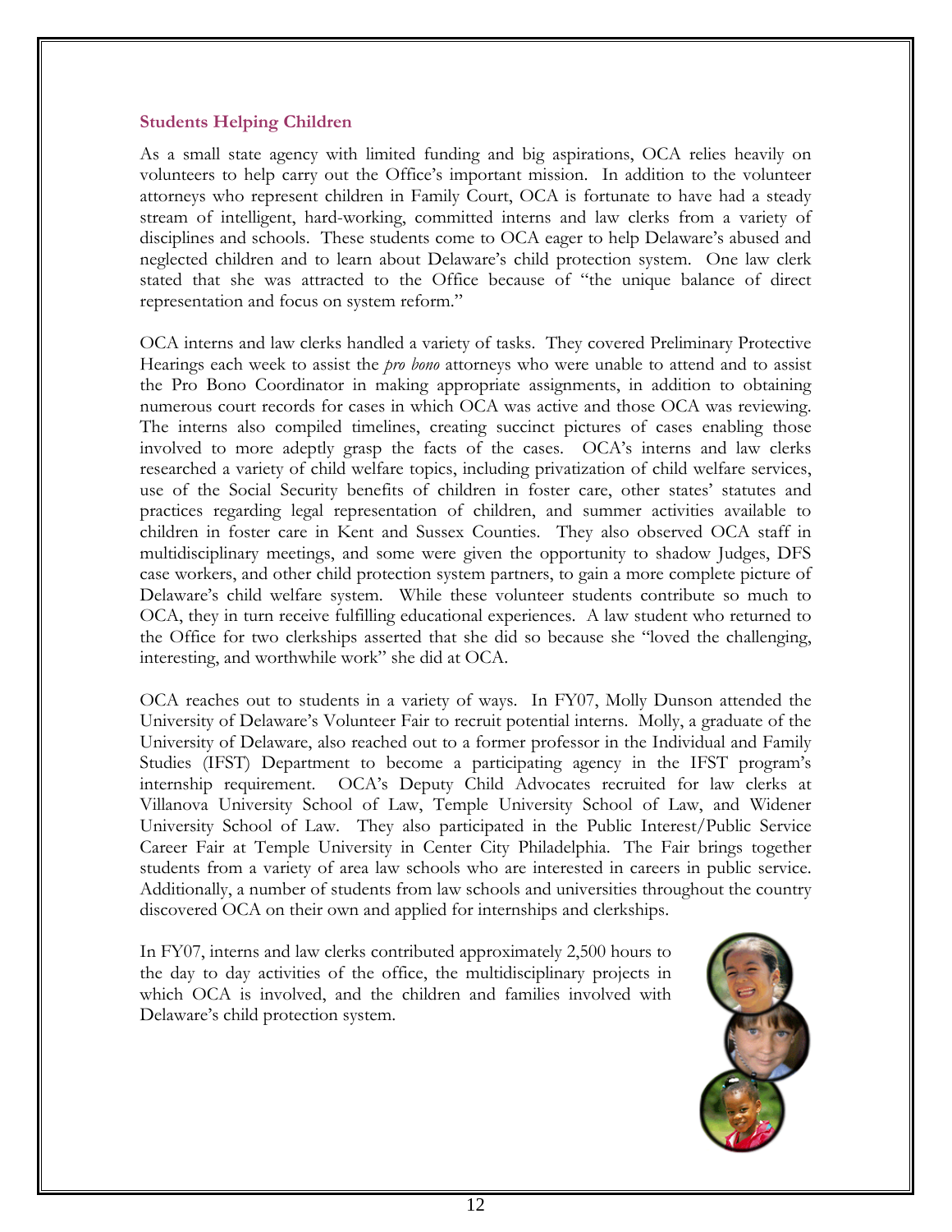## Students Helping Children

As a small state agency with limited funding and big aspirations, OCA relies heavily on volunteers to help carry out the Office's important mission. In addition to the volunteer attorneys who represent children in Family Court, OCA is fortunate to have had a steady stream of intelligent, hard-working, committed interns and law clerks from a variety of disciplines and schools. These students come to OCA eager to help Delaware's abused and neglected children and to learn about Delaware's child protection system. One law clerk stated that she was attracted to the Office because of "the unique balance of direct representation and focus on system reform."

OCA interns and law clerks handled a variety of tasks. They covered Preliminary Protective Hearings each week to assist the *pro bono* attorneys who were unable to attend and to assist the Pro Bono Coordinator in making appropriate assignments, in addition to obtaining numerous court records for cases in which OCA was active and those OCA was reviewing. The interns also compiled timelines, creating succinct pictures of cases enabling those involved to more adeptly grasp the facts of the cases. OCA's interns and law clerks researched a variety of child welfare topics, including privatization of child welfare services, use of the Social Security benefits of children in foster care, other states' statutes and practices regarding legal representation of children, and summer activities available to children in foster care in Kent and Sussex Counties. They also observed OCA staff in multidisciplinary meetings, and some were given the opportunity to shadow Judges, DFS case workers, and other child protection system partners, to gain a more complete picture of Delaware's child welfare system. While these volunteer students contribute so much to OCA, they in turn receive fulfilling educational experiences. A law student who returned to the Office for two clerkships asserted that she did so because she "loved the challenging, interesting, and worthwhile work" she did at OCA.

OCA reaches out to students in a variety of ways. In FY07, Molly Dunson attended the University of Delaware's Volunteer Fair to recruit potential interns. Molly, a graduate of the University of Delaware, also reached out to a former professor in the Individual and Family Studies (IFST) Department to become a participating agency in the IFST program's internship requirement. OCA's Deputy Child Advocates recruited for law clerks at Villanova University School of Law, Temple University School of Law, and Widener University School of Law. They also participated in the Public Interest/Public Service Career Fair at Temple University in Center City Philadelphia. The Fair brings together students from a variety of area law schools who are interested in careers in public service. Additionally, a number of students from law schools and universities throughout the country discovered OCA on their own and applied for internships and clerkships.

In FY07, interns and law clerks contributed approximately 2,500 hours to the day to day activities of the office, the multidisciplinary projects in which OCA is involved, and the children and families involved with Delaware's child protection system.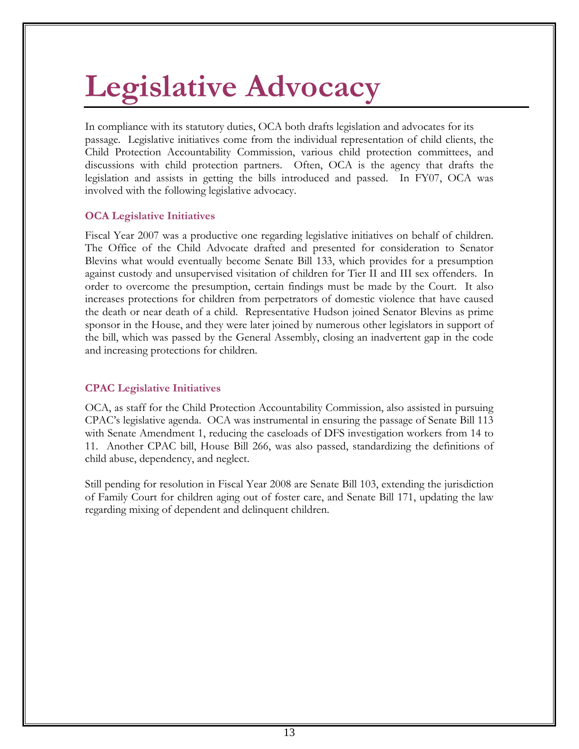# Legislative Advocacy

In compliance with its statutory duties, OCA both drafts legislation and advocates for its passage. Legislative initiatives come from the individual representation of child clients, the Child Protection Accountability Commission, various child protection committees, and discussions with child protection partners. Often, OCA is the agency that drafts the legislation and assists in getting the bills introduced and passed. In FY07, OCA was involved with the following legislative advocacy.

### OCA Legislative Initiatives

Fiscal Year 2007 was a productive one regarding legislative initiatives on behalf of children. The Office of the Child Advocate drafted and presented for consideration to Senator Blevins what would eventually become Senate Bill 133, which provides for a presumption against custody and unsupervised visitation of children for Tier II and III sex offenders. In order to overcome the presumption, certain findings must be made by the Court. It also increases protections for children from perpetrators of domestic violence that have caused the death or near death of a child. Representative Hudson joined Senator Blevins as prime sponsor in the House, and they were later joined by numerous other legislators in support of the bill, which was passed by the General Assembly, closing an inadvertent gap in the code and increasing protections for children.

### CPAC Legislative Initiatives

OCA, as staff for the Child Protection Accountability Commission, also assisted in pursuing CPAC's legislative agenda. OCA was instrumental in ensuring the passage of Senate Bill 113 with Senate Amendment 1, reducing the caseloads of DFS investigation workers from 14 to 11. Another CPAC bill, House Bill 266, was also passed, standardizing the definitions of child abuse, dependency, and neglect.

Still pending for resolution in Fiscal Year 2008 are Senate Bill 103, extending the jurisdiction of Family Court for children aging out of foster care, and Senate Bill 171, updating the law regarding mixing of dependent and delinquent children.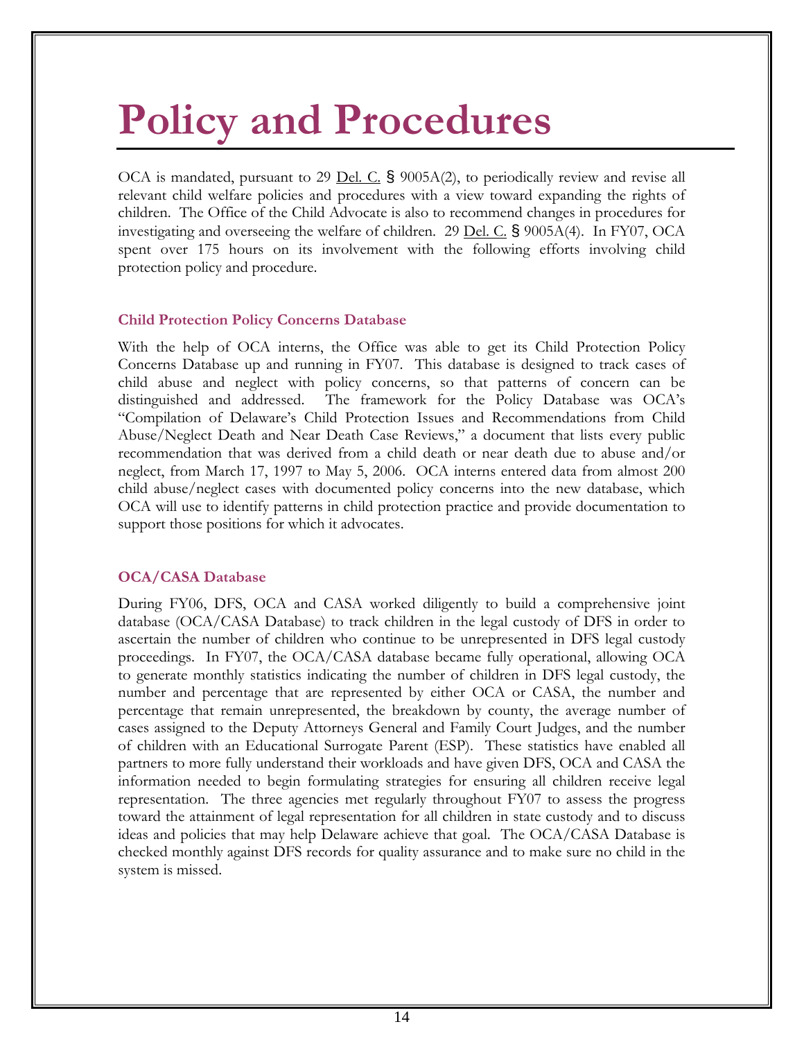# Policy and Procedures

OCA is mandated, pursuant to 29 Del. C. § 9005A(2), to periodically review and revise all relevant child welfare policies and procedures with a view toward expanding the rights of children. The Office of the Child Advocate is also to recommend changes in procedures for investigating and overseeing the welfare of children. 29 Del. C. § 9005A(4). In FY07, OCA spent over 175 hours on its involvement with the following efforts involving child protection policy and procedure.

### Child Protection Policy Concerns Database

With the help of OCA interns, the Office was able to get its Child Protection Policy Concerns Database up and running in FY07. This database is designed to track cases of child abuse and neglect with policy concerns, so that patterns of concern can be distinguished and addressed. The framework for the Policy Database was OCA's "Compilation of Delaware's Child Protection Issues and Recommendations from Child Abuse/Neglect Death and Near Death Case Reviews," a document that lists every public recommendation that was derived from a child death or near death due to abuse and/or neglect, from March 17, 1997 to May 5, 2006. OCA interns entered data from almost 200 child abuse/neglect cases with documented policy concerns into the new database, which OCA will use to identify patterns in child protection practice and provide documentation to support those positions for which it advocates.

### OCA/CASA Database

During FY06, DFS, OCA and CASA worked diligently to build a comprehensive joint database (OCA/CASA Database) to track children in the legal custody of DFS in order to ascertain the number of children who continue to be unrepresented in DFS legal custody proceedings. In FY07, the OCA/CASA database became fully operational, allowing OCA to generate monthly statistics indicating the number of children in DFS legal custody, the number and percentage that are represented by either OCA or CASA, the number and percentage that remain unrepresented, the breakdown by county, the average number of cases assigned to the Deputy Attorneys General and Family Court Judges, and the number of children with an Educational Surrogate Parent (ESP). These statistics have enabled all partners to more fully understand their workloads and have given DFS, OCA and CASA the information needed to begin formulating strategies for ensuring all children receive legal representation. The three agencies met regularly throughout FY07 to assess the progress toward the attainment of legal representation for all children in state custody and to discuss ideas and policies that may help Delaware achieve that goal. The OCA/CASA Database is checked monthly against DFS records for quality assurance and to make sure no child in the system is missed.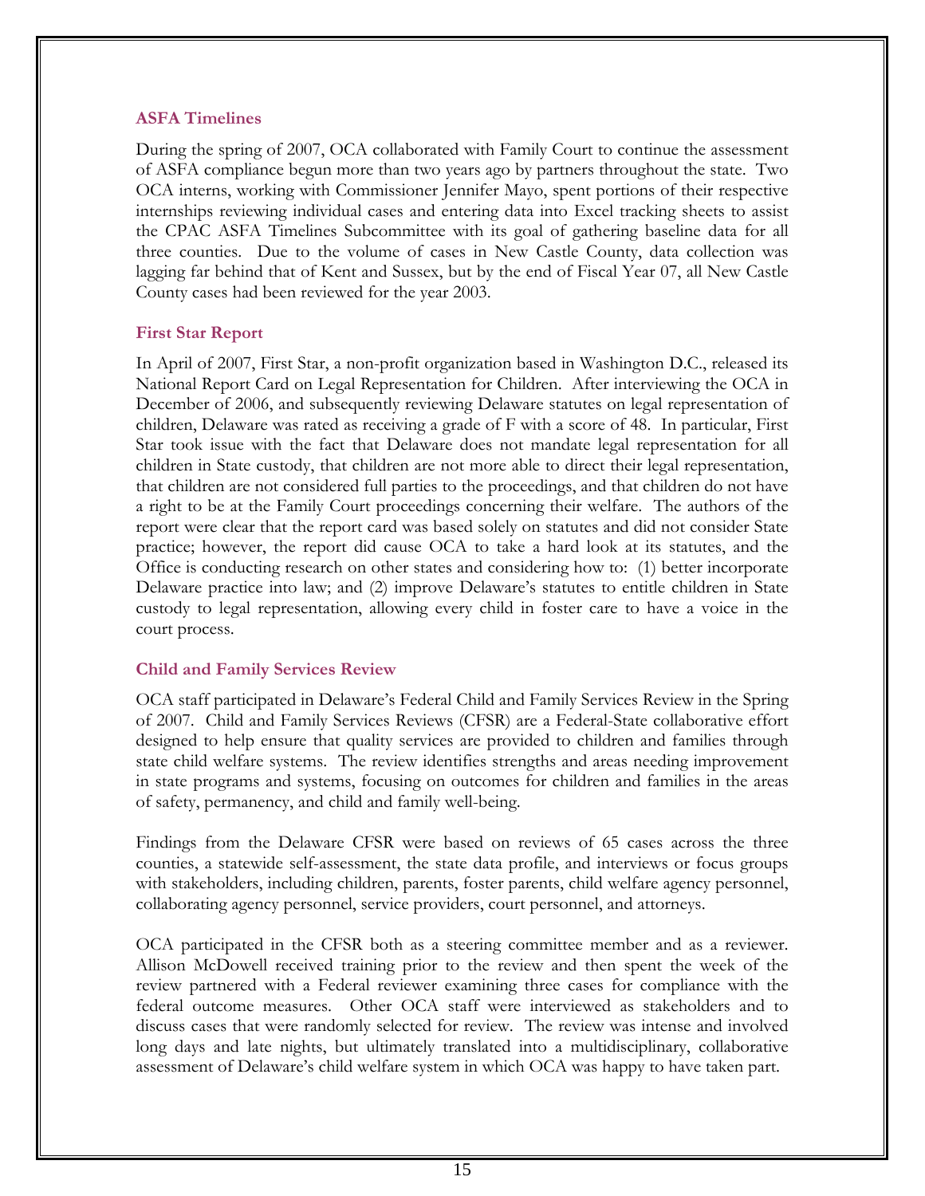### ASFA Timelines

During the spring of 2007, OCA collaborated with Family Court to continue the assessment of ASFA compliance begun more than two years ago by partners throughout the state. Two OCA interns, working with Commissioner Jennifer Mayo, spent portions of their respective internships reviewing individual cases and entering data into Excel tracking sheets to assist the CPAC ASFA Timelines Subcommittee with its goal of gathering baseline data for all three counties. Due to the volume of cases in New Castle County, data collection was lagging far behind that of Kent and Sussex, but by the end of Fiscal Year 07, all New Castle County cases had been reviewed for the year 2003.

### First Star Report

In April of 2007, First Star, a non-profit organization based in Washington D.C., released its National Report Card on Legal Representation for Children. After interviewing the OCA in December of 2006, and subsequently reviewing Delaware statutes on legal representation of children, Delaware was rated as receiving a grade of F with a score of 48. In particular, First Star took issue with the fact that Delaware does not mandate legal representation for all children in State custody, that children are not more able to direct their legal representation, that children are not considered full parties to the proceedings, and that children do not have a right to be at the Family Court proceedings concerning their welfare. The authors of the report were clear that the report card was based solely on statutes and did not consider State practice; however, the report did cause OCA to take a hard look at its statutes, and the Office is conducting research on other states and considering how to: (1) better incorporate Delaware practice into law; and (2) improve Delaware's statutes to entitle children in State custody to legal representation, allowing every child in foster care to have a voice in the court process.

### Child and Family Services Review

OCA staff participated in Delaware's Federal Child and Family Services Review in the Spring of 2007. Child and Family Services Reviews (CFSR) are a Federal-State collaborative effort designed to help ensure that quality services are provided to children and families through state child welfare systems. The review identifies strengths and areas needing improvement in state programs and systems, focusing on outcomes for children and families in the areas of safety, permanency, and child and family well-being.

Findings from the Delaware CFSR were based on reviews of 65 cases across the three counties, a statewide self-assessment, the state data profile, and interviews or focus groups with stakeholders, including children, parents, foster parents, child welfare agency personnel, collaborating agency personnel, service providers, court personnel, and attorneys.

OCA participated in the CFSR both as a steering committee member and as a reviewer. Allison McDowell received training prior to the review and then spent the week of the review partnered with a Federal reviewer examining three cases for compliance with the federal outcome measures. Other OCA staff were interviewed as stakeholders and to discuss cases that were randomly selected for review. The review was intense and involved long days and late nights, but ultimately translated into a multidisciplinary, collaborative assessment of Delaware's child welfare system in which OCA was happy to have taken part.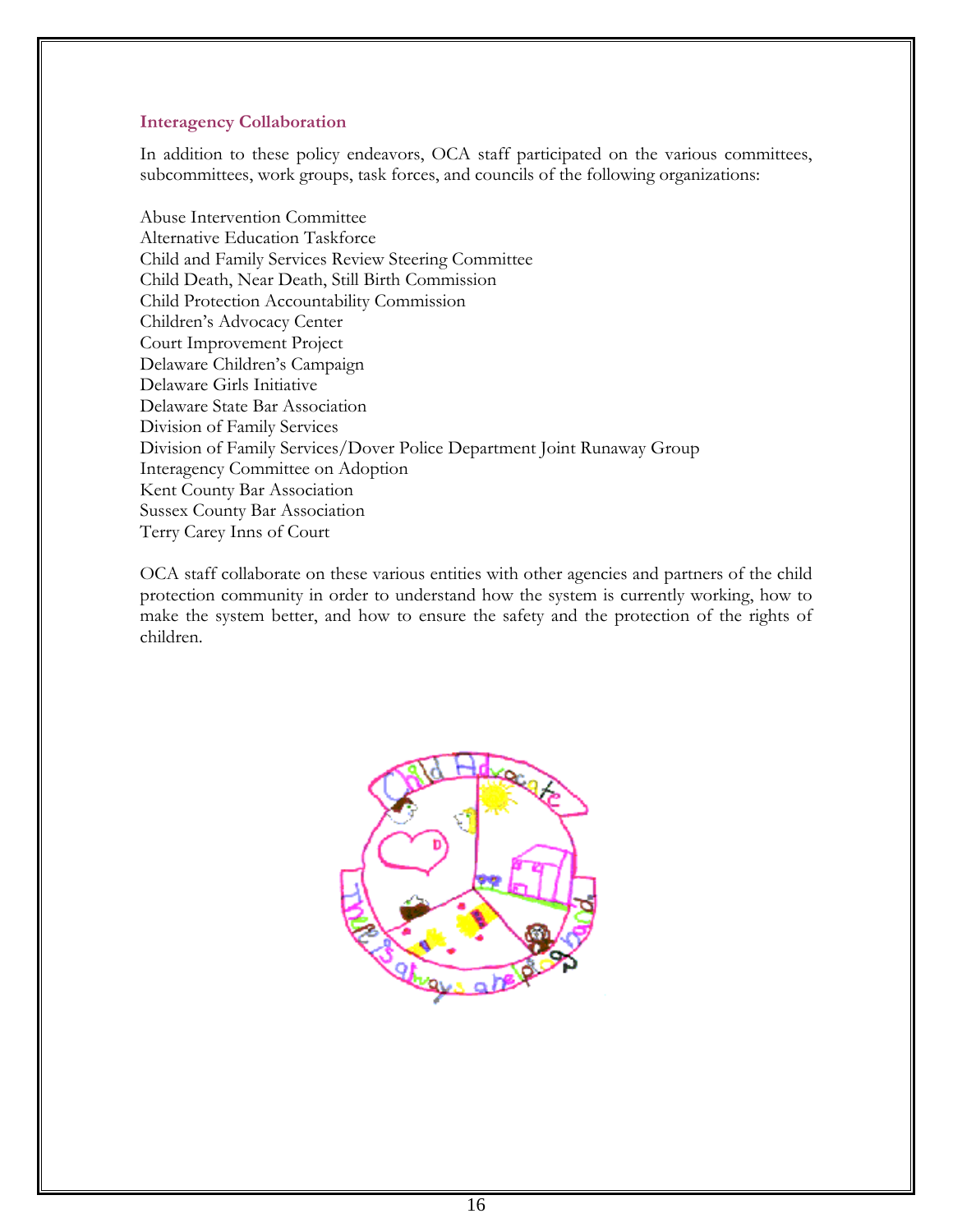### Interagency Collaboration

In addition to these policy endeavors, OCA staff participated on the various committees, subcommittees, work groups, task forces, and councils of the following organizations:

Abuse Intervention Committee
Alternative Education Taskforce
Child and Family Services Review Steering Committee
Child Death, Near Death, Still Birth Commission
Child Protection Accountability Commission
Children's Advocacy Center
Court Improvement Project
Delaware Children's Campaign
Delaware Girls Initiative
Delaware State Bar Association
Division of Family Services
Division of Family Services/Dover Police Department Joint Runaway Group
Interagency Committee on Adoption
Kent County Bar Association
Sussex County Bar Association
Terry Carey Inns of Court

OCA staff collaborate on these various entities with other agencies and partners of the child protection community in order to understand how the system is currently working, how to make the system better, and how to ensure the safety and the protection of the rights of children.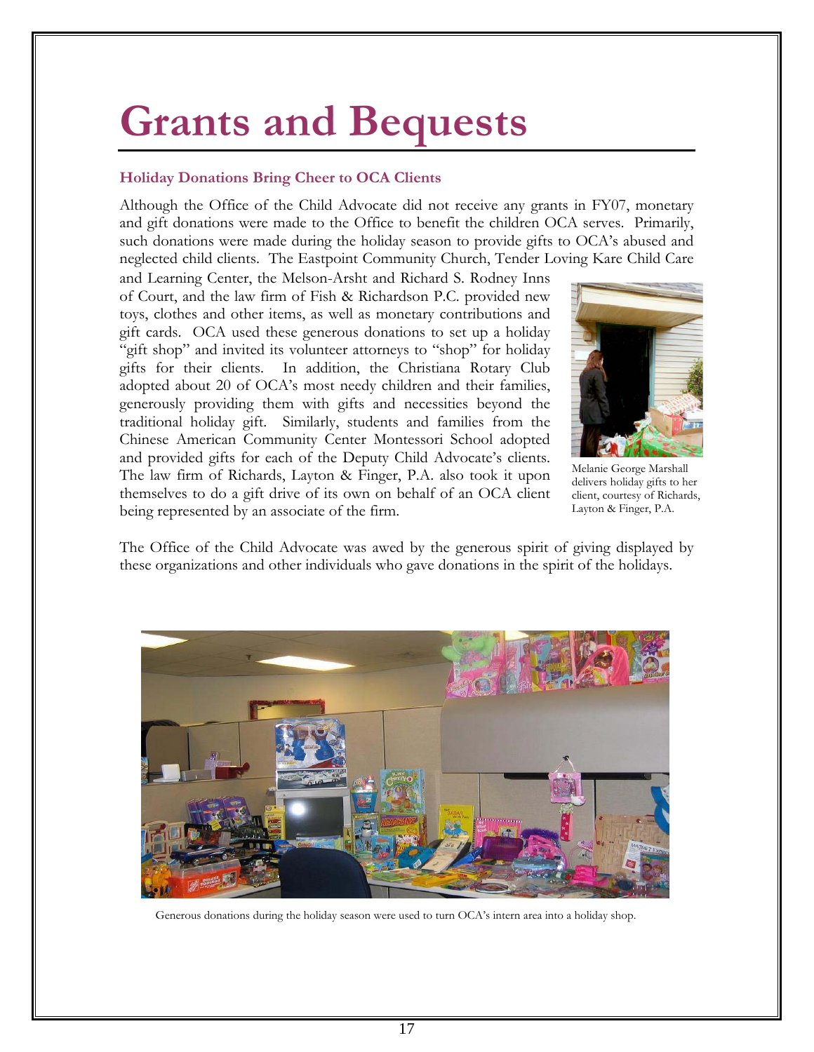# Grants and Bequests

### Holiday Donations Bring Cheer to OCA Clients

Although the Office of the Child Advocate did not receive any grants in FY07, monetary and gift donations were made to the Office to benefit the children OCA serves. Primarily, such donations were made during the holiday season to provide gifts to OCA's abused and neglected child clients. The Eastpoint Community Church, Tender Loving Kare Child Care and Learning Center, the Melson-Arsht and Richard S. Rodney Inns of Court, and the law firm of Fish & Richardson P.C. provided new toys, clothes and other items, as well as monetary contributions and gift cards. OCA used these generous donations to set up a holiday "gift shop" and invited its volunteer attorneys to "shop" for holiday gifts for their clients. In addition, the Christiana Rotary Club adopted about 20 of OCA's most needy children and their families, generously providing them with gifts and necessities beyond the traditional holiday gift. Similarly, students and families from the Chinese American Community Center Montessori School adopted and provided gifts for each of the Deputy Child Advocate's clients. The law firm of Richards, Layton & Finger, P.A. also took it upon themselves to do a gift drive of its own on behalf of an OCA client being represented by an associate of the firm.

Melanie George Marshall delivers holiday gifts to her client, courtesy of Richards, Layton & Finger, P.A.

The Office of the Child Advocate was awed by the generous spirit of giving displayed by these organizations and other individuals who gave donations in the spirit of the holidays.

Generous donations during the holiday season were used to turn OCA's intern area into a holiday shop.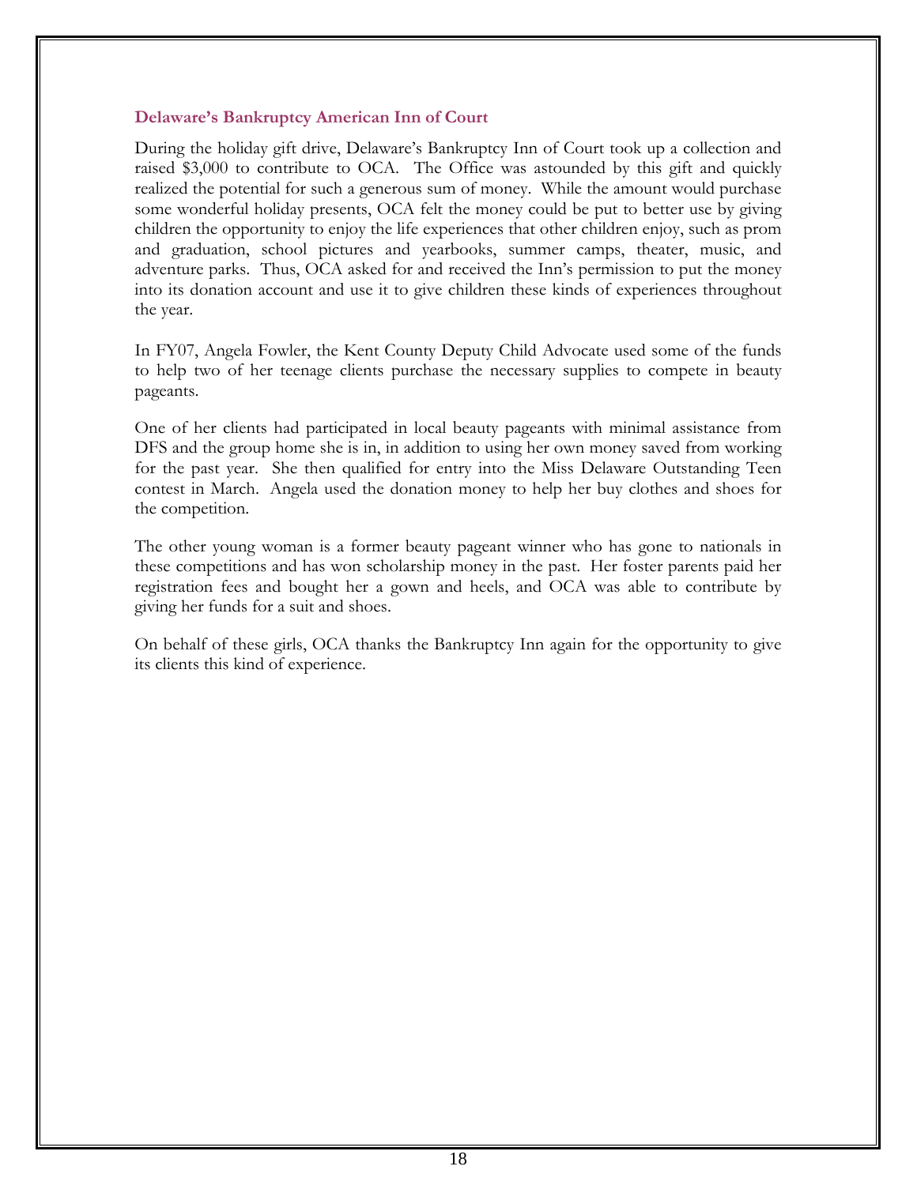### Delaware's Bankruptcy American Inn of Court

During the holiday gift drive, Delaware's Bankruptcy Inn of Court took up a collection and raised $3,000 to contribute to OCA. The Office was astounded by this gift and quickly realized the potential for such a generous sum of money. While the amount would purchase some wonderful holiday presents, OCA felt the money could be put to better use by giving children the opportunity to enjoy the life experiences that other children enjoy, such as prom and graduation, school pictures and yearbooks, summer camps, theater, music, and adventure parks. Thus, OCA asked for and received the Inn's permission to put the money into its donation account and use it to give children these kinds of experiences throughout the year.

In FY07, Angela Fowler, the Kent County Deputy Child Advocate used some of the funds to help two of her teenage clients purchase the necessary supplies to compete in beauty pageants.

One of her clients had participated in local beauty pageants with minimal assistance from DFS and the group home she is in, in addition to using her own money saved from working for the past year. She then qualified for entry into the Miss Delaware Outstanding Teen contest in March. Angela used the donation money to help her buy clothes and shoes for the competition.

The other young woman is a former beauty pageant winner who has gone to nationals in these competitions and has won scholarship money in the past. Her foster parents paid her registration fees and bought her a gown and heels, and OCA was able to contribute by giving her funds for a suit and shoes.

On behalf of these girls, OCA thanks the Bankruptcy Inn again for the opportunity to give its clients this kind of experience.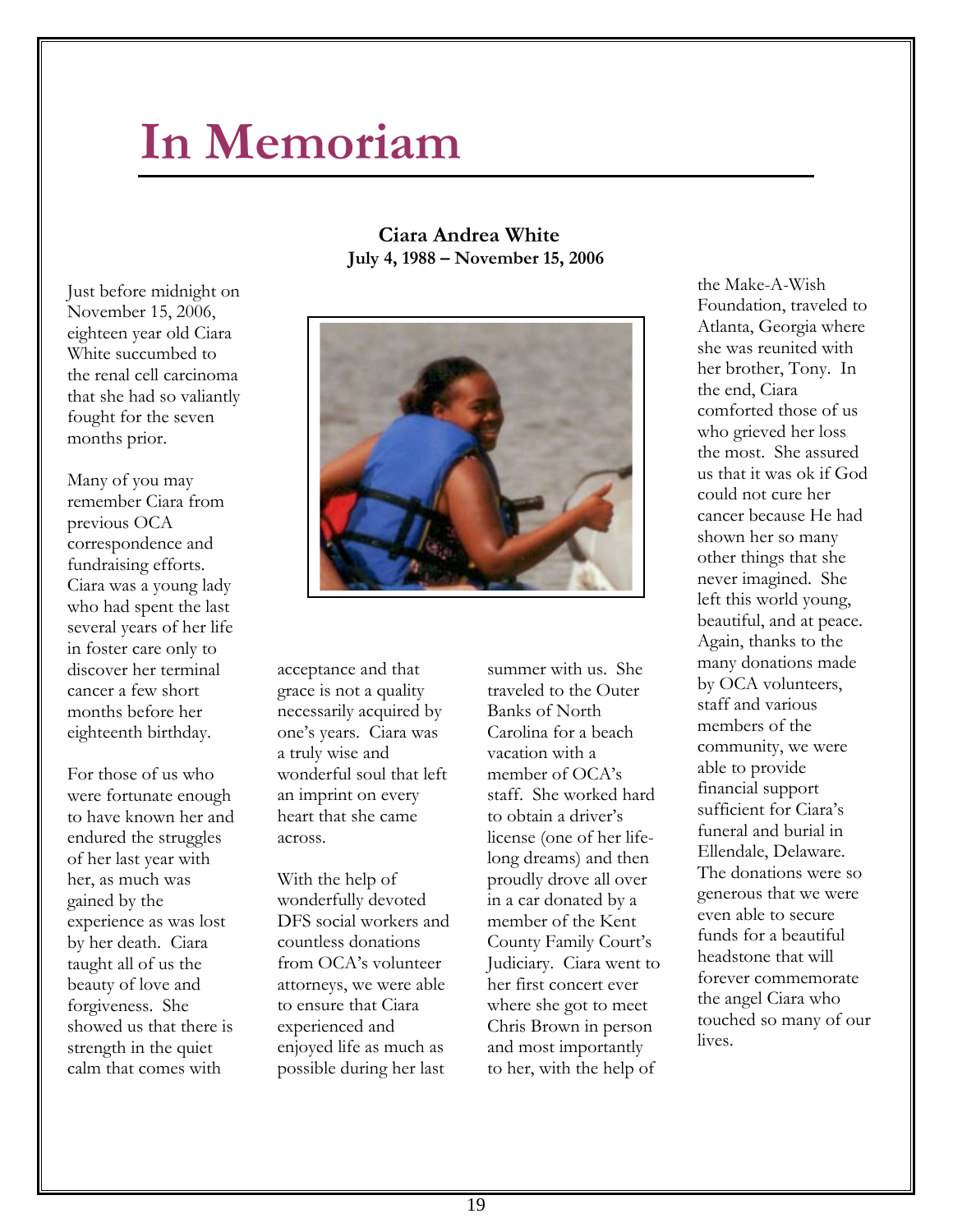# In Memoriam

**Ciara Andrea White**
**July 4, 1988 – November 15, 2006**

Just before midnight on November 15, 2006, eighteen year old Ciara White succumbed to the renal cell carcinoma that she had so valiantly fought for the seven months prior.

Many of you may remember Ciara from previous OCA correspondence and fundraising efforts. Ciara was a young lady who had spent the last several years of her life in foster care only to discover her terminal cancer a few short months before her eighteenth birthday.

For those of us who were fortunate enough to have known her and endured the struggles of her last year with her, as much was gained by the experience as was lost by her death. Ciara taught all of us the beauty of love and forgiveness. She showed us that there is strength in the quiet calm that comes with acceptance and that grace is not a quality necessarily acquired by one's years. Ciara was a truly wise and wonderful soul that left an imprint on every heart that she came across.

With the help of wonderfully devoted DFS social workers and countless donations from OCA's volunteer attorneys, we were able to ensure that Ciara experienced and enjoyed life as much as possible during her last summer with us. She traveled to the Outer Banks of North Carolina for a beach vacation with a member of OCA's staff. She worked hard to obtain a driver's license (one of her life-long dreams) and then proudly drove all over in a car donated by a member of the Kent County Family Court's Judiciary. Ciara went to her first concert ever where she got to meet Chris Brown in person and most importantly to her, with the help of the Make-A-Wish Foundation, traveled to Atlanta, Georgia where she was reunited with her brother, Tony. In the end, Ciara comforted those of us who grieved her loss the most. She assured us that it was ok if God could not cure her cancer because He had shown her so many other things that she never imagined. She left this world young, beautiful, and at peace. Again, thanks to the many donations made by OCA volunteers, staff and various members of the community, we were able to provide financial support sufficient for Ciara's funeral and burial in Ellendale, Delaware. The donations were so generous that we were even able to secure funds for a beautiful headstone that will forever commemorate the angel Ciara who touched so many of our lives.